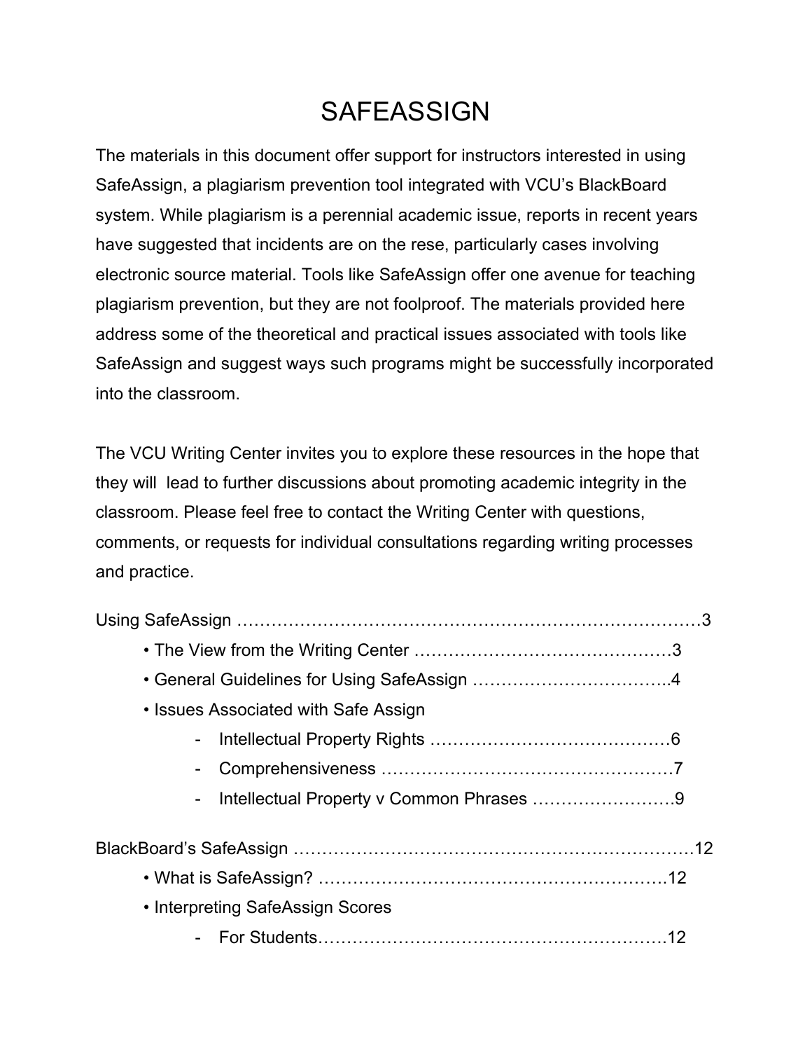# SAFEASSIGN

The materials in this document offer support for instructors interested in using SafeAssign, a plagiarism prevention tool integrated with VCU's BlackBoard system. While plagiarism is a perennial academic issue, reports in recent years have suggested that incidents are on the rese, particularly cases involving electronic source material. Tools like SafeAssign offer one avenue for teaching plagiarism prevention, but they are not foolproof. The materials provided here address some of the theoretical and practical issues associated with tools like SafeAssign and suggest ways such programs might be successfully incorporated into the classroom.

The VCU Writing Center invites you to explore these resources in the hope that they will lead to further discussions about promoting academic integrity in the classroom. Please feel free to contact the Writing Center with questions, comments, or requests for individual consultations regarding writing processes and practice.

Using SafeAssign …………………………………………………………………3

- The View from the Writing Center ………………………………………3
- General Guidelines for Using SafeAssign ……………………………..4
- Issues Associated with Safe Assign
  - Intellectual Property Rights ……………………………………6
  - Comprehensiveness ……………………………………………7
  - Intellectual Property v Common Phrases …………………….9

BlackBoard's SafeAssign …………………………………………………………….12

- What is SafeAssign? ……………………………………………………12
- Interpreting SafeAssign Scores
  - For Students……………………………………………………12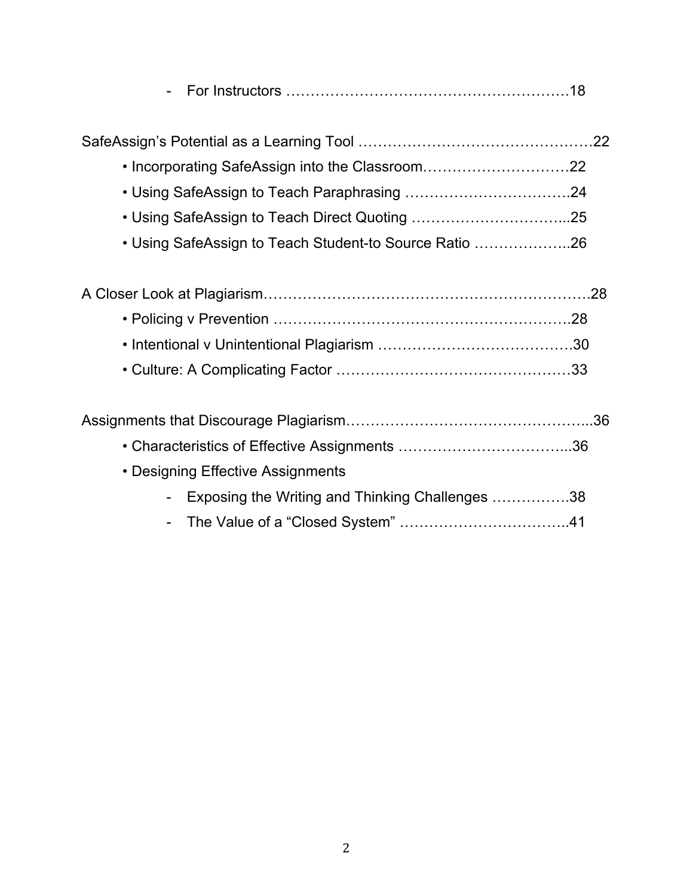- For Instructors ……………………………………………………18

SafeAssign's Potential as a Learning Tool ………………………………………22

- Incorporating SafeAssign into the Classroom…………………………22
- Using SafeAssign to Teach Paraphrasing ……………………………24
- Using SafeAssign to Teach Direct Quoting …………………………...25
- Using SafeAssign to Teach Student-to Source Ratio ………………..26

A Closer Look at Plagiarism……………………………………………………….28

- Policing v Prevention …………………………………………………….28
- Intentional v Unintentional Plagiarism ………………………………….30
- Culture: A Complicating Factor …………………………………………33

Assignments that Discourage Plagiarism…………………………………………...36

- Characteristics of Effective Assignments ……………………………...36
- Designing Effective Assignments
    - Exposing the Writing and Thinking Challenges …………….38
    - The Value of a "Closed System" ……………………………..41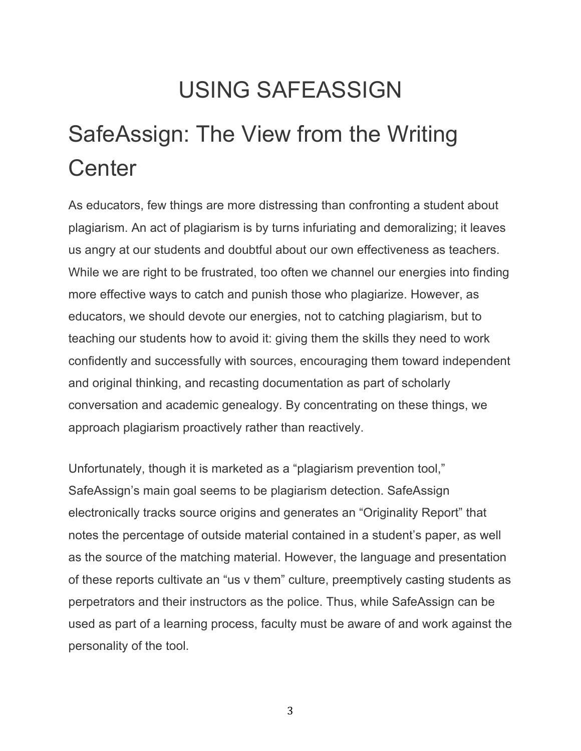# USING SAFEASSIGN

## SafeAssign: The View from the Writing Center

As educators, few things are more distressing than confronting a student about plagiarism. An act of plagiarism is by turns infuriating and demoralizing; it leaves us angry at our students and doubtful about our own effectiveness as teachers. While we are right to be frustrated, too often we channel our energies into finding more effective ways to catch and punish those who plagiarize. However, as educators, we should devote our energies, not to catching plagiarism, but to teaching our students how to avoid it: giving them the skills they need to work confidently and successfully with sources, encouraging them toward independent and original thinking, and recasting documentation as part of scholarly conversation and academic genealogy. By concentrating on these things, we approach plagiarism proactively rather than reactively.

Unfortunately, though it is marketed as a "plagiarism prevention tool," SafeAssign's main goal seems to be plagiarism detection. SafeAssign electronically tracks source origins and generates an "Originality Report" that notes the percentage of outside material contained in a student's paper, as well as the source of the matching material. However, the language and presentation of these reports cultivate an "us v them" culture, preemptively casting students as perpetrators and their instructors as the police. Thus, while SafeAssign can be used as part of a learning process, faculty must be aware of and work against the personality of the tool.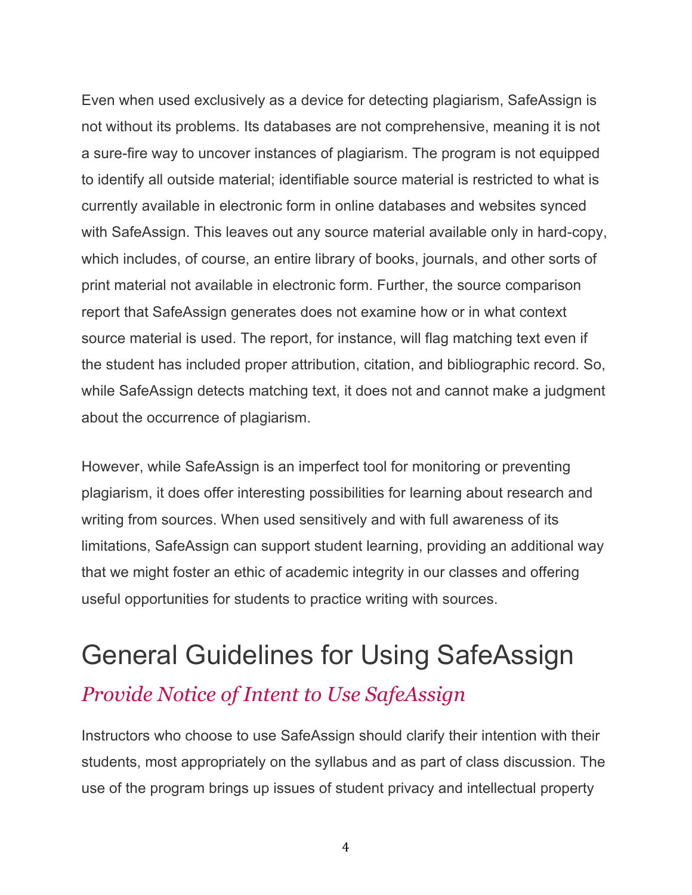Even when used exclusively as a device for detecting plagiarism, SafeAssign is not without its problems. Its databases are not comprehensive, meaning it is not a sure-fire way to uncover instances of plagiarism. The program is not equipped to identify all outside material; identifiable source material is restricted to what is currently available in electronic form in online databases and websites synced with SafeAssign. This leaves out any source material available only in hard-copy, which includes, of course, an entire library of books, journals, and other sorts of print material not available in electronic form. Further, the source comparison report that SafeAssign generates does not examine how or in what context source material is used. The report, for instance, will flag matching text even if the student has included proper attribution, citation, and bibliographic record. So, while SafeAssign detects matching text, it does not and cannot make a judgment about the occurrence of plagiarism.

However, while SafeAssign is an imperfect tool for monitoring or preventing plagiarism, it does offer interesting possibilities for learning about research and writing from sources. When used sensitively and with full awareness of its limitations, SafeAssign can support student learning, providing an additional way that we might foster an ethic of academic integrity in our classes and offering useful opportunities for students to practice writing with sources.

# General Guidelines for Using SafeAssign

## *Provide Notice of Intent to Use SafeAssign*

Instructors who choose to use SafeAssign should clarify their intention with their students, most appropriately on the syllabus and as part of class discussion. The use of the program brings up issues of student privacy and intellectual property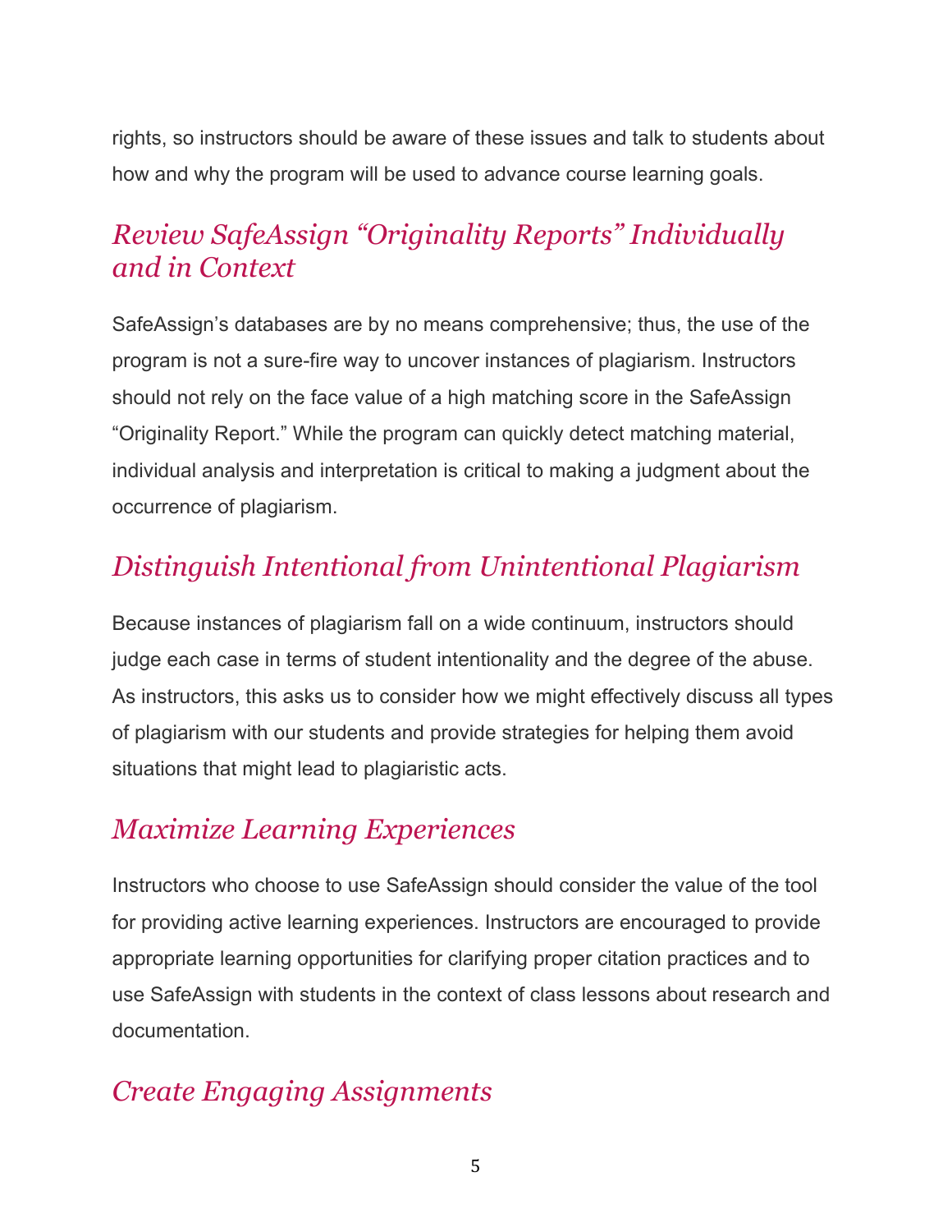rights, so instructors should be aware of these issues and talk to students about how and why the program will be used to advance course learning goals.

## *Review SafeAssign "Originality Reports" Individually and in Context*

SafeAssign's databases are by no means comprehensive; thus, the use of the program is not a sure-fire way to uncover instances of plagiarism. Instructors should not rely on the face value of a high matching score in the SafeAssign "Originality Report." While the program can quickly detect matching material, individual analysis and interpretation is critical to making a judgment about the occurrence of plagiarism.

## *Distinguish Intentional from Unintentional Plagiarism*

Because instances of plagiarism fall on a wide continuum, instructors should judge each case in terms of student intentionality and the degree of the abuse. As instructors, this asks us to consider how we might effectively discuss all types of plagiarism with our students and provide strategies for helping them avoid situations that might lead to plagiaristic acts.

## *Maximize Learning Experiences*

Instructors who choose to use SafeAssign should consider the value of the tool for providing active learning experiences. Instructors are encouraged to provide appropriate learning opportunities for clarifying proper citation practices and to use SafeAssign with students in the context of class lessons about research and documentation.

## *Create Engaging Assignments*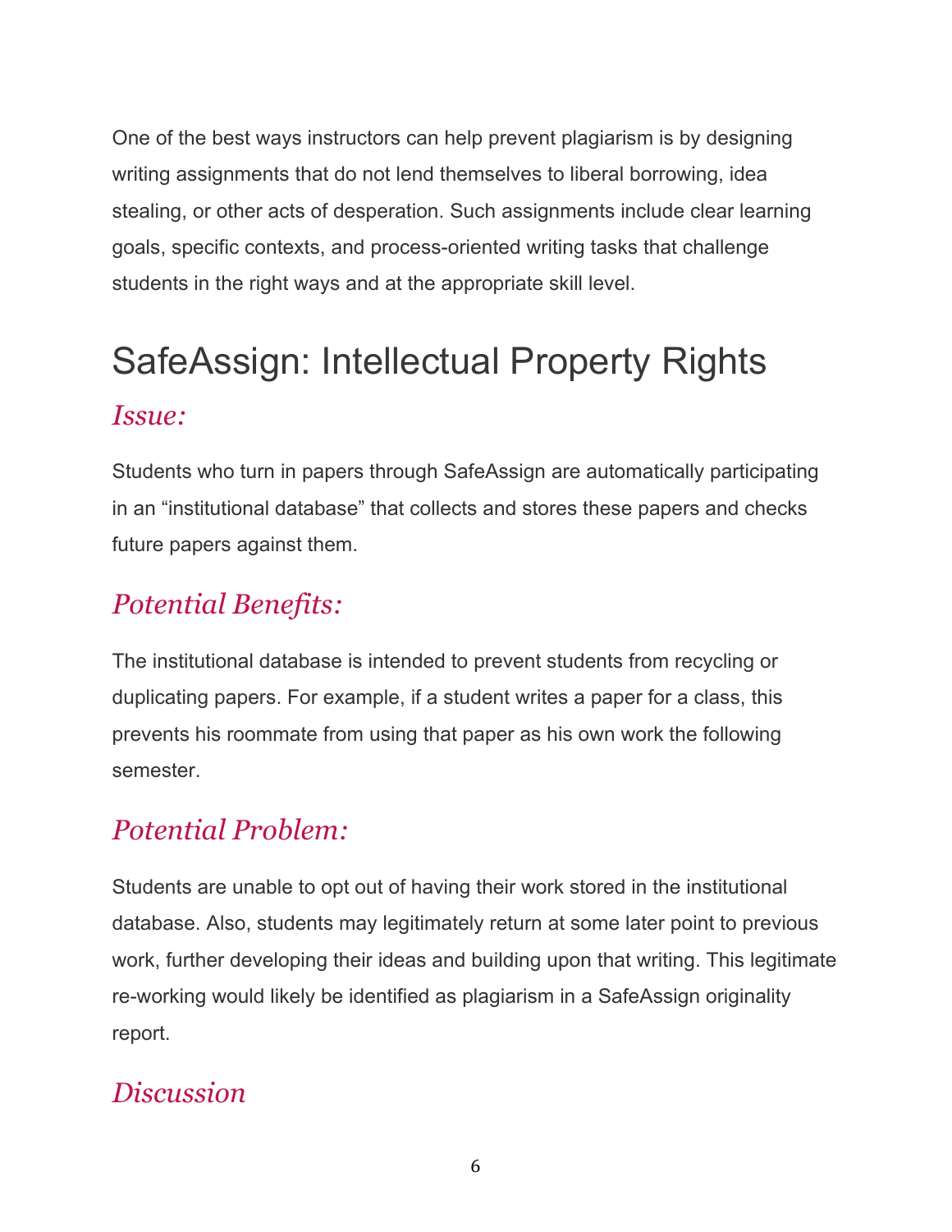One of the best ways instructors can help prevent plagiarism is by designing writing assignments that do not lend themselves to liberal borrowing, idea stealing, or other acts of desperation. Such assignments include clear learning goals, specific contexts, and process-oriented writing tasks that challenge students in the right ways and at the appropriate skill level.

# SafeAssign: Intellectual Property Rights

### *Issue:*

Students who turn in papers through SafeAssign are automatically participating in an “institutional database” that collects and stores these papers and checks future papers against them.

### *Potential Benefits:*

The institutional database is intended to prevent students from recycling or duplicating papers. For example, if a student writes a paper for a class, this prevents his roommate from using that paper as his own work the following semester.

### *Potential Problem:*

Students are unable to opt out of having their work stored in the institutional database. Also, students may legitimately return at some later point to previous work, further developing their ideas and building upon that writing. This legitimate re-working would likely be identified as plagiarism in a SafeAssign originality report.

### *Discussion*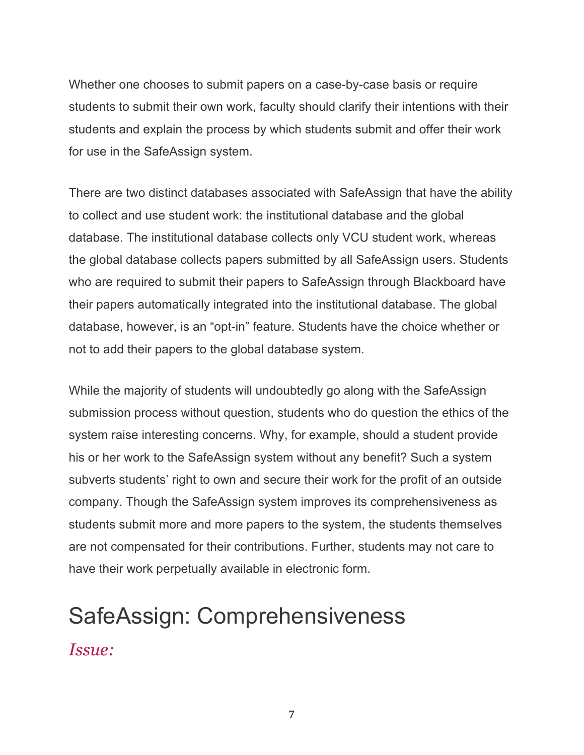Whether one chooses to submit papers on a case-by-case basis or require students to submit their own work, faculty should clarify their intentions with their students and explain the process by which students submit and offer their work for use in the SafeAssign system.

There are two distinct databases associated with SafeAssign that have the ability to collect and use student work: the institutional database and the global database. The institutional database collects only VCU student work, whereas the global database collects papers submitted by all SafeAssign users. Students who are required to submit their papers to SafeAssign through Blackboard have their papers automatically integrated into the institutional database. The global database, however, is an "opt-in" feature. Students have the choice whether or not to add their papers to the global database system.

While the majority of students will undoubtedly go along with the SafeAssign submission process without question, students who do question the ethics of the system raise interesting concerns. Why, for example, should a student provide his or her work to the SafeAssign system without any benefit? Such a system subverts students' right to own and secure their work for the profit of an outside company. Though the SafeAssign system improves its comprehensiveness as students submit more and more papers to the system, the students themselves are not compensated for their contributions. Further, students may not care to have their work perpetually available in electronic form.

## SafeAssign: Comprehensiveness

### *Issue:*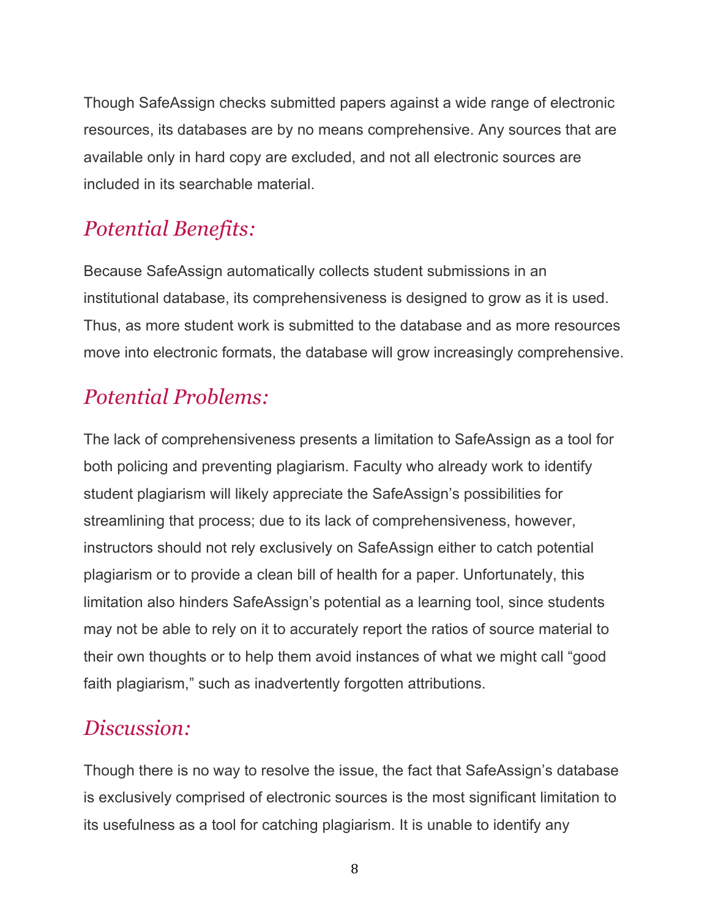Though SafeAssign checks submitted papers against a wide range of electronic resources, its databases are by no means comprehensive. Any sources that are available only in hard copy are excluded, and not all electronic sources are included in its searchable material.

## *Potential Benefits:*

Because SafeAssign automatically collects student submissions in an institutional database, its comprehensiveness is designed to grow as it is used. Thus, as more student work is submitted to the database and as more resources move into electronic formats, the database will grow increasingly comprehensive.

## *Potential Problems:*

The lack of comprehensiveness presents a limitation to SafeAssign as a tool for both policing and preventing plagiarism. Faculty who already work to identify student plagiarism will likely appreciate the SafeAssign's possibilities for streamlining that process; due to its lack of comprehensiveness, however, instructors should not rely exclusively on SafeAssign either to catch potential plagiarism or to provide a clean bill of health for a paper. Unfortunately, this limitation also hinders SafeAssign's potential as a learning tool, since students may not be able to rely on it to accurately report the ratios of source material to their own thoughts or to help them avoid instances of what we might call "good faith plagiarism," such as inadvertently forgotten attributions.

## *Discussion:*

Though there is no way to resolve the issue, the fact that SafeAssign's database is exclusively comprised of electronic sources is the most significant limitation to its usefulness as a tool for catching plagiarism. It is unable to identify any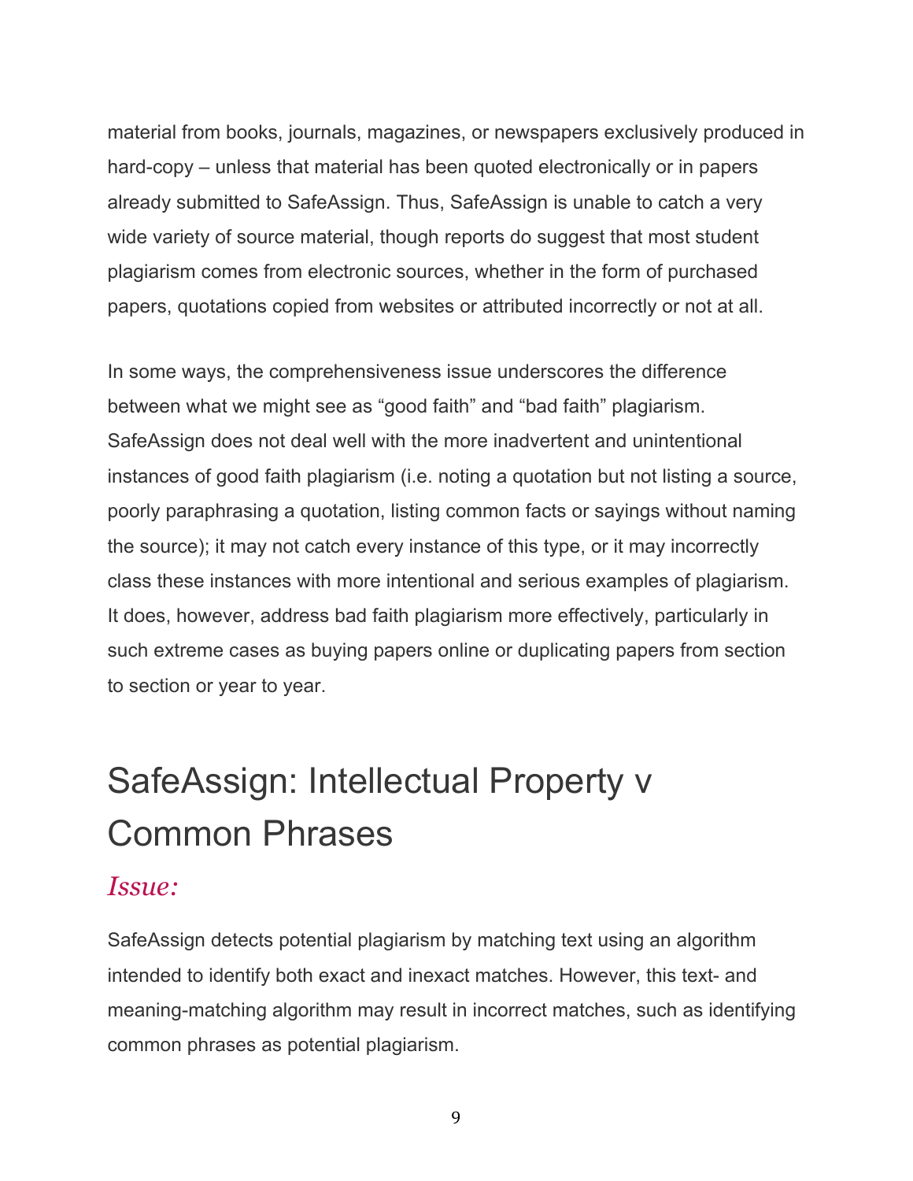material from books, journals, magazines, or newspapers exclusively produced in hard-copy – unless that material has been quoted electronically or in papers already submitted to SafeAssign. Thus, SafeAssign is unable to catch a very wide variety of source material, though reports do suggest that most student plagiarism comes from electronic sources, whether in the form of purchased papers, quotations copied from websites or attributed incorrectly or not at all.

In some ways, the comprehensiveness issue underscores the difference between what we might see as "good faith" and "bad faith" plagiarism. SafeAssign does not deal well with the more inadvertent and unintentional instances of good faith plagiarism (i.e. noting a quotation but not listing a source, poorly paraphrasing a quotation, listing common facts or sayings without naming the source); it may not catch every instance of this type, or it may incorrectly class these instances with more intentional and serious examples of plagiarism. It does, however, address bad faith plagiarism more effectively, particularly in such extreme cases as buying papers online or duplicating papers from section to section or year to year.

# SafeAssign: Intellectual Property v Common Phrases

## *Issue:*

SafeAssign detects potential plagiarism by matching text using an algorithm intended to identify both exact and inexact matches. However, this text- and meaning-matching algorithm may result in incorrect matches, such as identifying common phrases as potential plagiarism.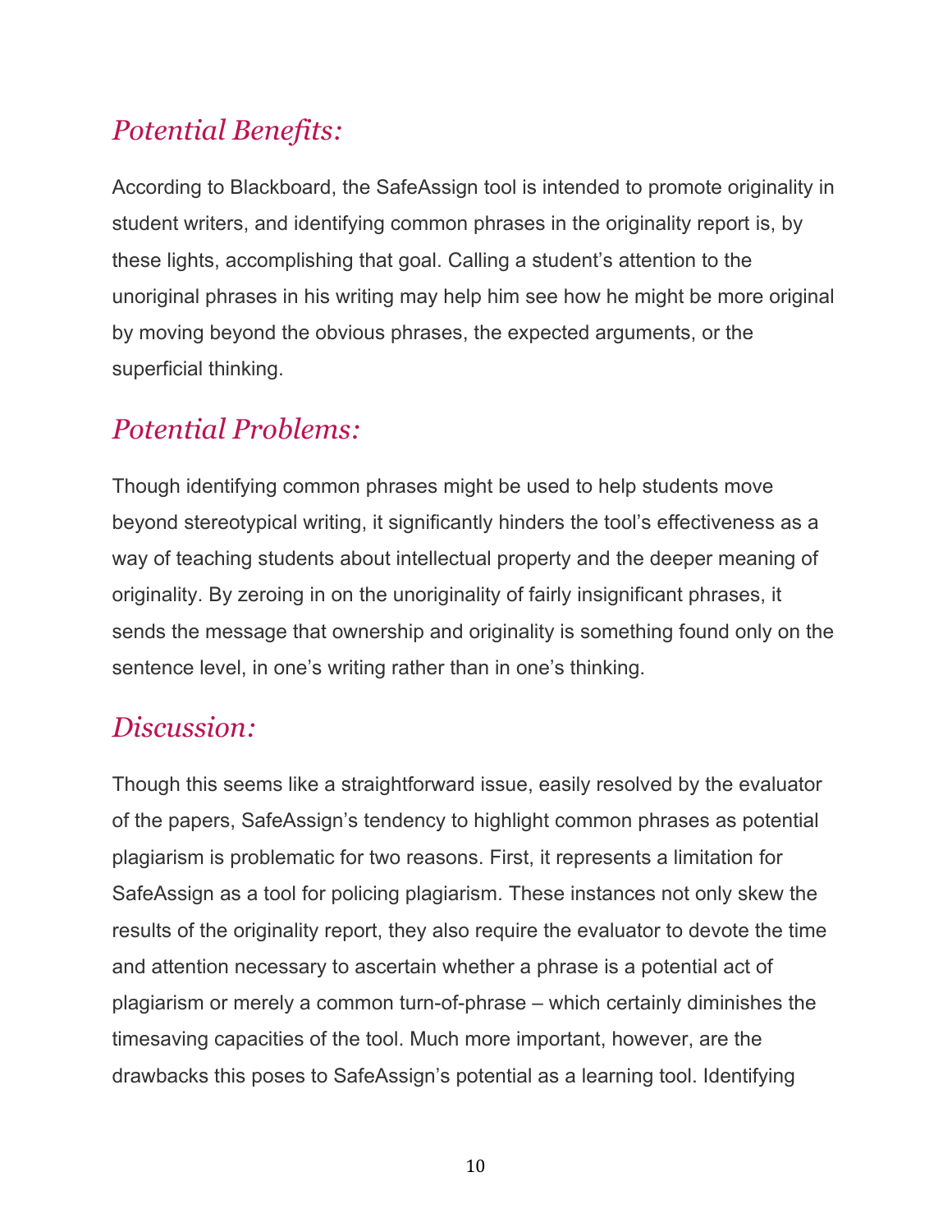## *Potential Benefits:*

According to Blackboard, the SafeAssign tool is intended to promote originality in student writers, and identifying common phrases in the originality report is, by these lights, accomplishing that goal. Calling a student's attention to the unoriginal phrases in his writing may help him see how he might be more original by moving beyond the obvious phrases, the expected arguments, or the superficial thinking.

## *Potential Problems:*

Though identifying common phrases might be used to help students move beyond stereotypical writing, it significantly hinders the tool's effectiveness as a way of teaching students about intellectual property and the deeper meaning of originality. By zeroing in on the unoriginality of fairly insignificant phrases, it sends the message that ownership and originality is something found only on the sentence level, in one's writing rather than in one's thinking.

## *Discussion:*

Though this seems like a straightforward issue, easily resolved by the evaluator of the papers, SafeAssign's tendency to highlight common phrases as potential plagiarism is problematic for two reasons. First, it represents a limitation for SafeAssign as a tool for policing plagiarism. These instances not only skew the results of the originality report, they also require the evaluator to devote the time and attention necessary to ascertain whether a phrase is a potential act of plagiarism or merely a common turn-of-phrase – which certainly diminishes the timesaving capacities of the tool. Much more important, however, are the drawbacks this poses to SafeAssign's potential as a learning tool. Identifying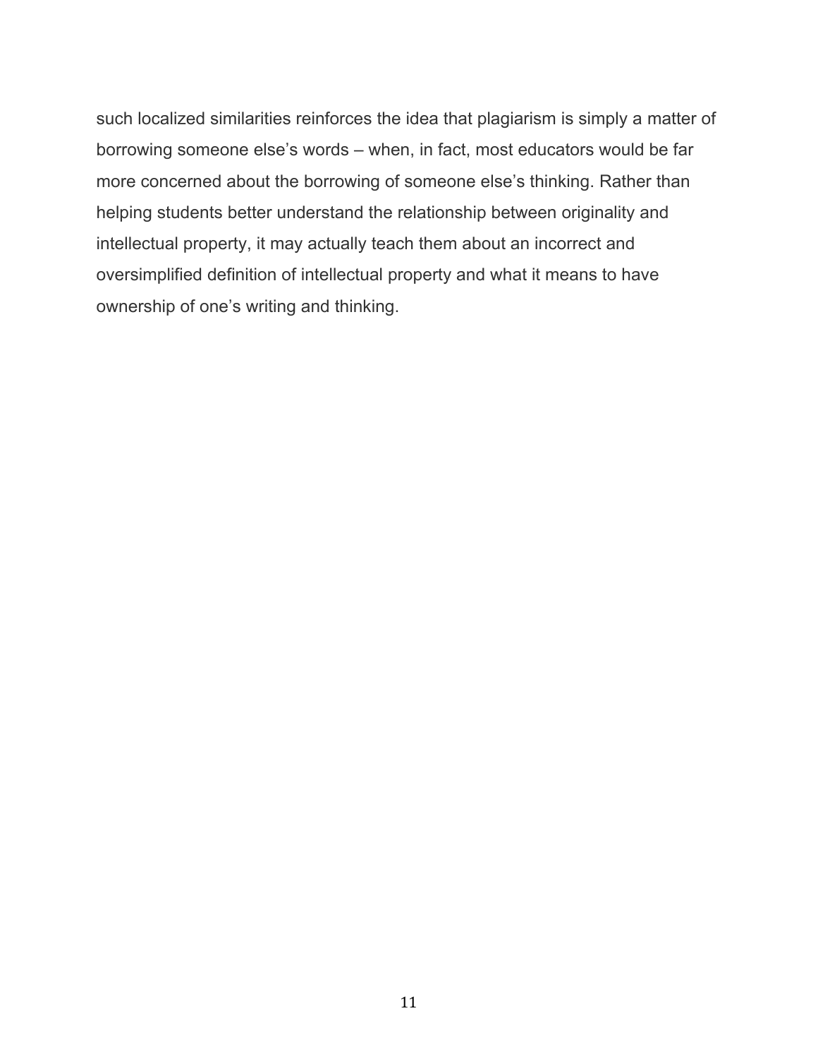such localized similarities reinforces the idea that plagiarism is simply a matter of borrowing someone else's words – when, in fact, most educators would be far more concerned about the borrowing of someone else's thinking. Rather than helping students better understand the relationship between originality and intellectual property, it may actually teach them about an incorrect and oversimplified definition of intellectual property and what it means to have ownership of one's writing and thinking.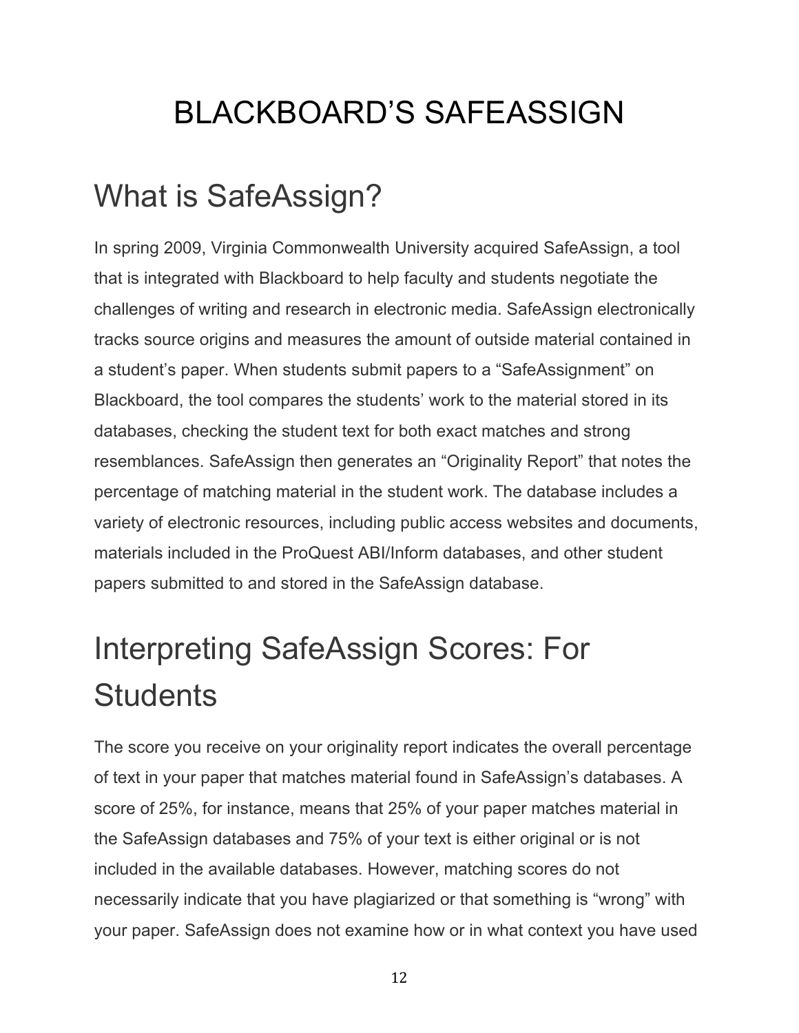# BLACKBOARD'S SAFEASSIGN

## What is SafeAssign?

In spring 2009, Virginia Commonwealth University acquired SafeAssign, a tool that is integrated with Blackboard to help faculty and students negotiate the challenges of writing and research in electronic media. SafeAssign electronically tracks source origins and measures the amount of outside material contained in a student's paper. When students submit papers to a "SafeAssignment" on Blackboard, the tool compares the students' work to the material stored in its databases, checking the student text for both exact matches and strong resemblances. SafeAssign then generates an "Originality Report" that notes the percentage of matching material in the student work. The database includes a variety of electronic resources, including public access websites and documents, materials included in the ProQuest ABI/Inform databases, and other student papers submitted to and stored in the SafeAssign database.

## Interpreting SafeAssign Scores: For Students

The score you receive on your originality report indicates the overall percentage of text in your paper that matches material found in SafeAssign's databases. A score of 25%, for instance, means that 25% of your paper matches material in the SafeAssign databases and 75% of your text is either original or is not included in the available databases. However, matching scores do not necessarily indicate that you have plagiarized or that something is "wrong" with your paper. SafeAssign does not examine how or in what context you have used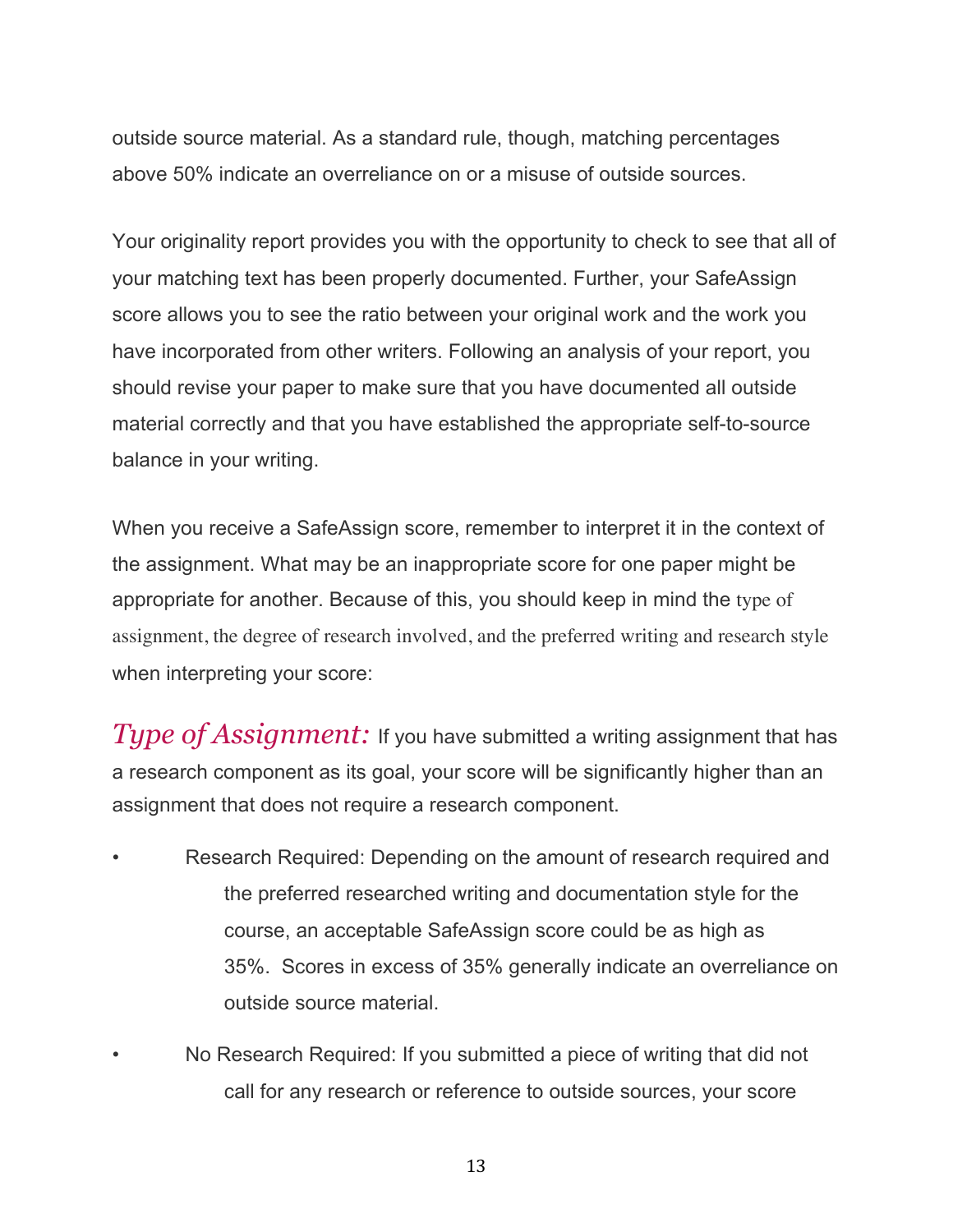outside source material. As a standard rule, though, matching percentages above 50% indicate an overreliance on or a misuse of outside sources.

Your originality report provides you with the opportunity to check to see that all of your matching text has been properly documented. Further, your SafeAssign score allows you to see the ratio between your original work and the work you have incorporated from other writers. Following an analysis of your report, you should revise your paper to make sure that you have documented all outside material correctly and that you have established the appropriate self-to-source balance in your writing.

When you receive a SafeAssign score, remember to interpret it in the context of the assignment. What may be an inappropriate score for one paper might be appropriate for another. Because of this, you should keep in mind the type of assignment, the degree of research involved, and the preferred writing and research style when interpreting your score:

*Type of Assignment:* If you have submitted a writing assignment that has a research component as its goal, your score will be significantly higher than an assignment that does not require a research component.

- Research Required: Depending on the amount of research required and the preferred researched writing and documentation style for the course, an acceptable SafeAssign score could be as high as 35%. Scores in excess of 35% generally indicate an overreliance on outside source material.

- No Research Required: If you submitted a piece of writing that did not call for any research or reference to outside sources, your score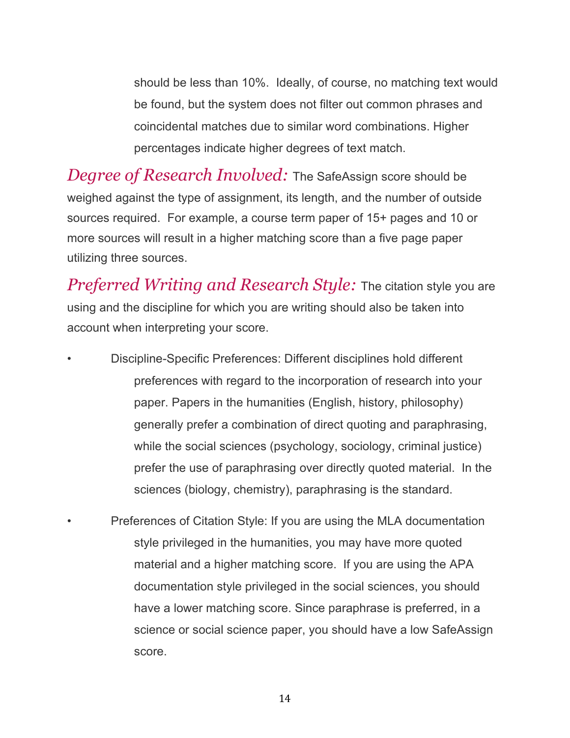should be less than 10%. Ideally, of course, no matching text would be found, but the system does not filter out common phrases and coincidental matches due to similar word combinations. Higher percentages indicate higher degrees of text match.

*Degree of Research Involved:* The SafeAssign score should be weighed against the type of assignment, its length, and the number of outside sources required. For example, a course term paper of 15+ pages and 10 or more sources will result in a higher matching score than a five page paper utilizing three sources.

*Preferred Writing and Research Style:* The citation style you are using and the discipline for which you are writing should also be taken into account when interpreting your score.

- Discipline-Specific Preferences: Different disciplines hold different preferences with regard to the incorporation of research into your paper. Papers in the humanities (English, history, philosophy) generally prefer a combination of direct quoting and paraphrasing, while the social sciences (psychology, sociology, criminal justice) prefer the use of paraphrasing over directly quoted material. In the sciences (biology, chemistry), paraphrasing is the standard.

- Preferences of Citation Style: If you are using the MLA documentation style privileged in the humanities, you may have more quoted material and a higher matching score. If you are using the APA documentation style privileged in the social sciences, you should have a lower matching score. Since paraphrase is preferred, in a science or social science paper, you should have a low SafeAssign score.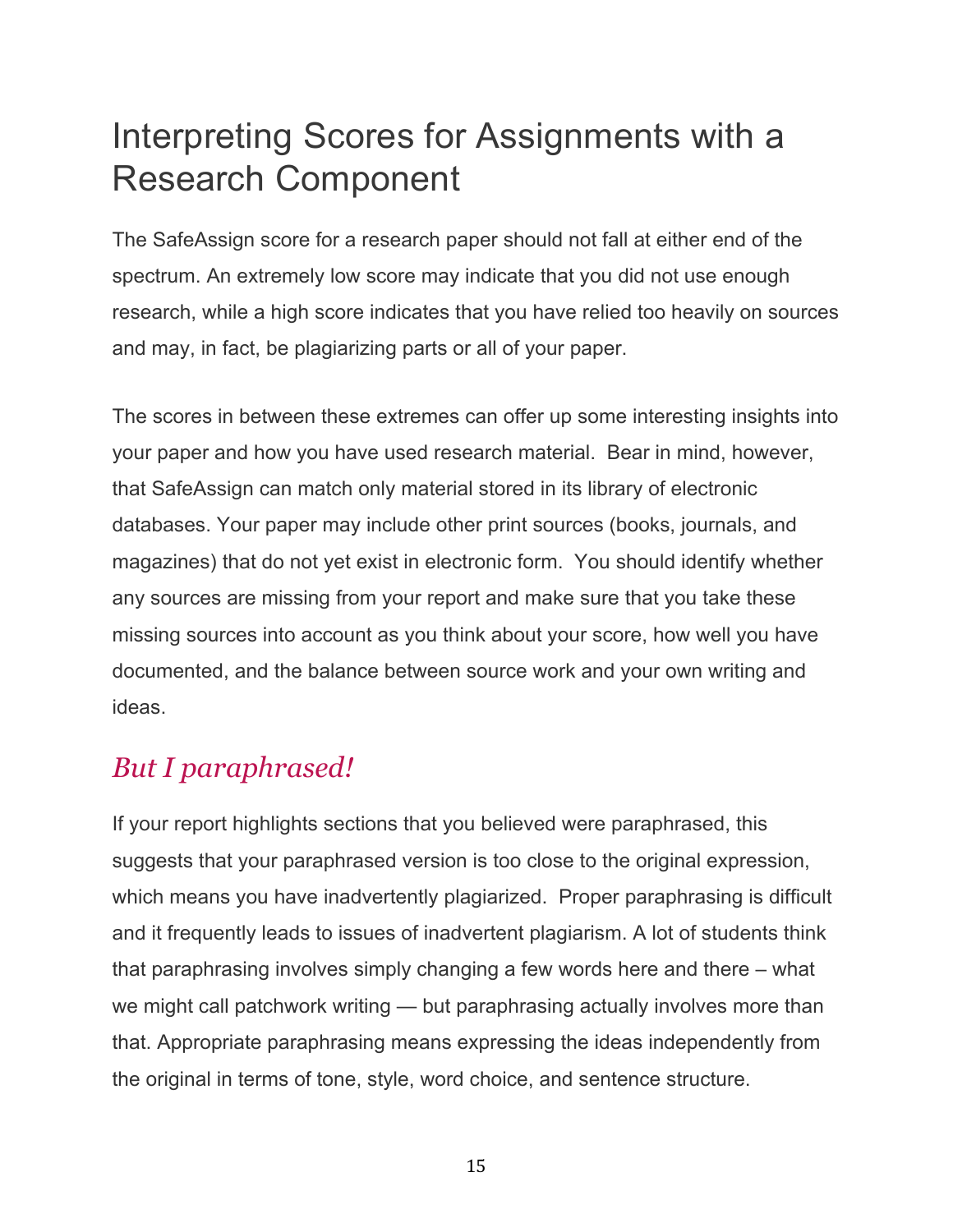# Interpreting Scores for Assignments with a Research Component

The SafeAssign score for a research paper should not fall at either end of the spectrum. An extremely low score may indicate that you did not use enough research, while a high score indicates that you have relied too heavily on sources and may, in fact, be plagiarizing parts or all of your paper.

The scores in between these extremes can offer up some interesting insights into your paper and how you have used research material. Bear in mind, however, that SafeAssign can match only material stored in its library of electronic databases. Your paper may include other print sources (books, journals, and magazines) that do not yet exist in electronic form. You should identify whether any sources are missing from your report and make sure that you take these missing sources into account as you think about your score, how well you have documented, and the balance between source work and your own writing and ideas.

## *But I paraphrased!*

If your report highlights sections that you believed were paraphrased, this suggests that your paraphrased version is too close to the original expression, which means you have inadvertently plagiarized. Proper paraphrasing is difficult and it frequently leads to issues of inadvertent plagiarism. A lot of students think that paraphrasing involves simply changing a few words here and there – what we might call patchwork writing — but paraphrasing actually involves more than that. Appropriate paraphrasing means expressing the ideas independently from the original in terms of tone, style, word choice, and sentence structure.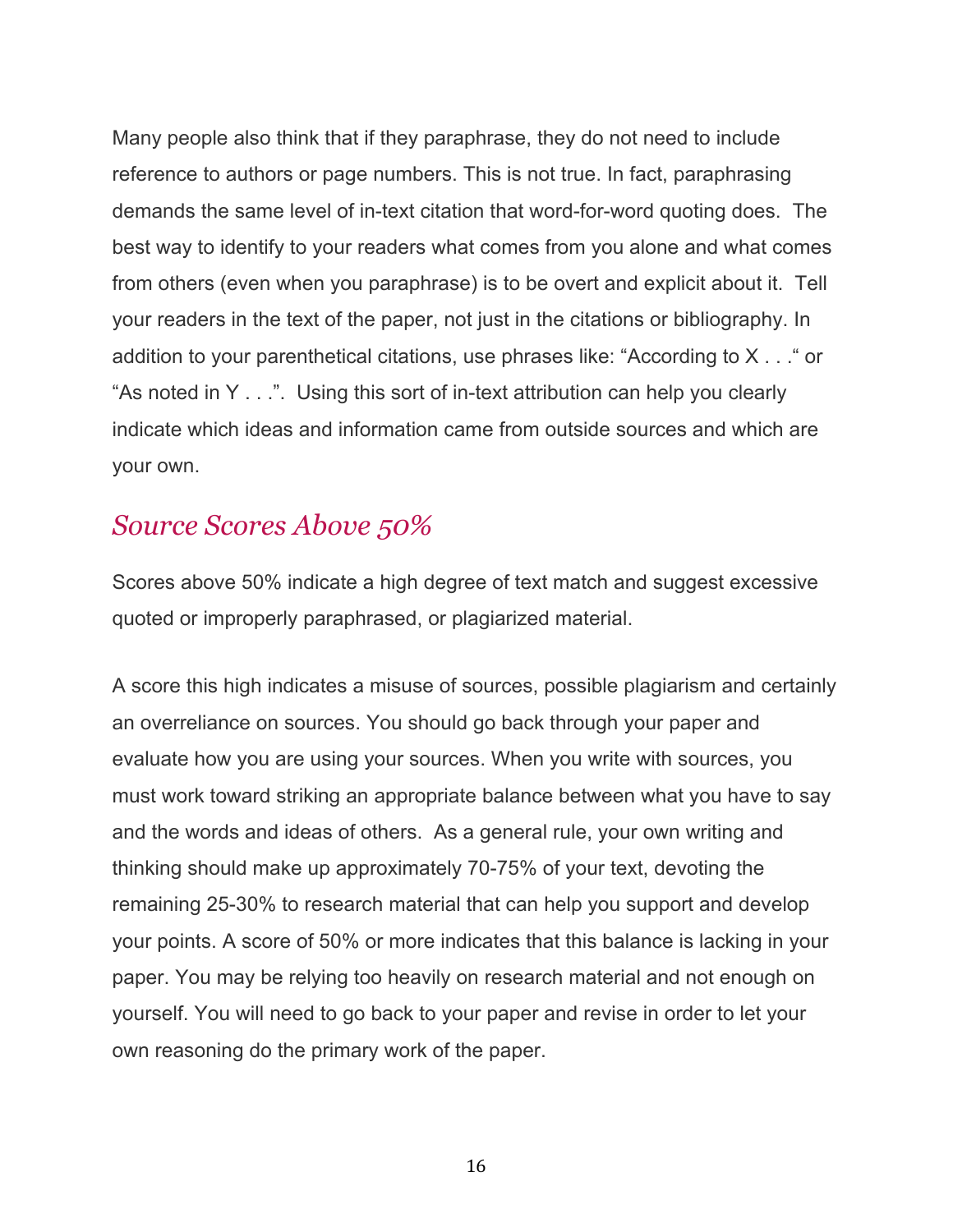Many people also think that if they paraphrase, they do not need to include reference to authors or page numbers. This is not true. In fact, paraphrasing demands the same level of in-text citation that word-for-word quoting does. The best way to identify to your readers what comes from you alone and what comes from others (even when you paraphrase) is to be overt and explicit about it. Tell your readers in the text of the paper, not just in the citations or bibliography. In addition to your parenthetical citations, use phrases like: "According to X . . ." or "As noted in Y . . .". Using this sort of in-text attribution can help you clearly indicate which ideas and information came from outside sources and which are your own.

## *Source Scores Above 50%*

Scores above 50% indicate a high degree of text match and suggest excessive quoted or improperly paraphrased, or plagiarized material.

A score this high indicates a misuse of sources, possible plagiarism and certainly an overreliance on sources. You should go back through your paper and evaluate how you are using your sources. When you write with sources, you must work toward striking an appropriate balance between what you have to say and the words and ideas of others. As a general rule, your own writing and thinking should make up approximately 70-75% of your text, devoting the remaining 25-30% to research material that can help you support and develop your points. A score of 50% or more indicates that this balance is lacking in your paper. You may be relying too heavily on research material and not enough on yourself. You will need to go back to your paper and revise in order to let your own reasoning do the primary work of the paper.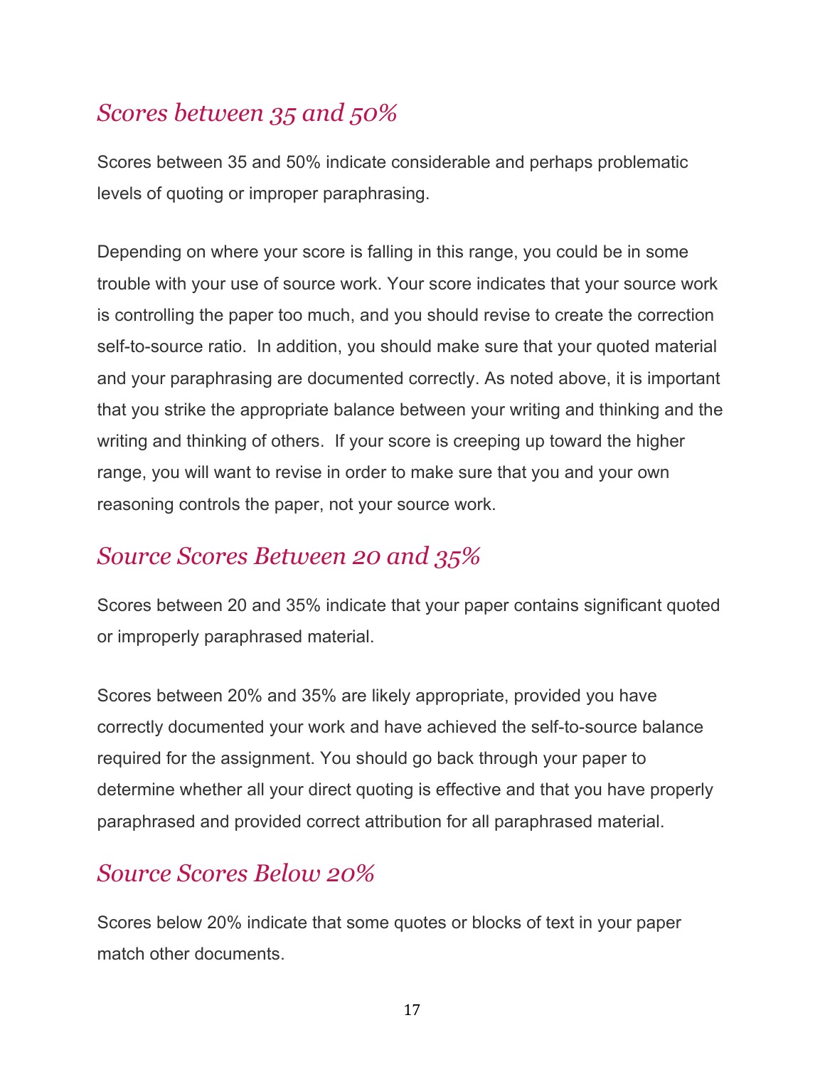## *Scores between 35 and 50%*

Scores between 35 and 50% indicate considerable and perhaps problematic levels of quoting or improper paraphrasing.

Depending on where your score is falling in this range, you could be in some trouble with your use of source work. Your score indicates that your source work is controlling the paper too much, and you should revise to create the correction self-to-source ratio. In addition, you should make sure that your quoted material and your paraphrasing are documented correctly. As noted above, it is important that you strike the appropriate balance between your writing and thinking and the writing and thinking of others. If your score is creeping up toward the higher range, you will want to revise in order to make sure that you and your own reasoning controls the paper, not your source work.

## *Source Scores Between 20 and 35%*

Scores between 20 and 35% indicate that your paper contains significant quoted or improperly paraphrased material.

Scores between 20% and 35% are likely appropriate, provided you have correctly documented your work and have achieved the self-to-source balance required for the assignment. You should go back through your paper to determine whether all your direct quoting is effective and that you have properly paraphrased and provided correct attribution for all paraphrased material.

## *Source Scores Below 20%*

Scores below 20% indicate that some quotes or blocks of text in your paper match other documents.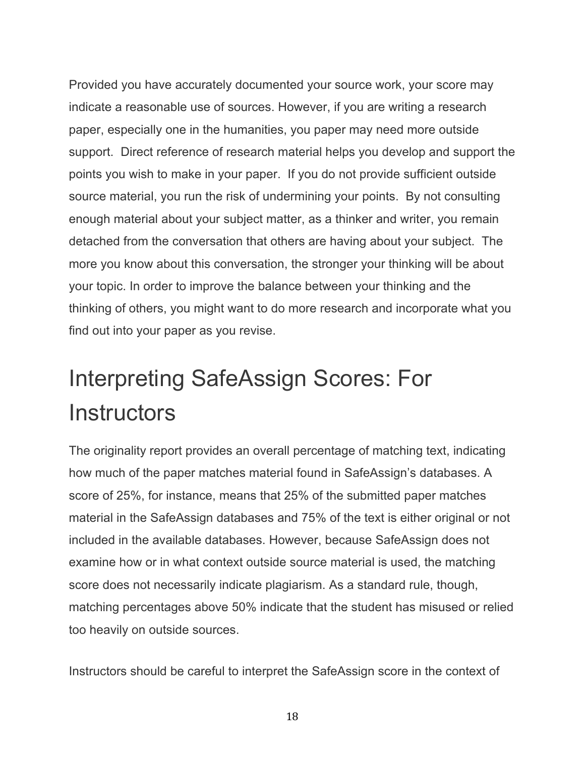Provided you have accurately documented your source work, your score may indicate a reasonable use of sources. However, if you are writing a research paper, especially one in the humanities, you paper may need more outside support. Direct reference of research material helps you develop and support the points you wish to make in your paper. If you do not provide sufficient outside source material, you run the risk of undermining your points. By not consulting enough material about your subject matter, as a thinker and writer, you remain detached from the conversation that others are having about your subject. The more you know about this conversation, the stronger your thinking will be about your topic. In order to improve the balance between your thinking and the thinking of others, you might want to do more research and incorporate what you find out into your paper as you revise.

# Interpreting SafeAssign Scores: For Instructors

The originality report provides an overall percentage of matching text, indicating how much of the paper matches material found in SafeAssign's databases. A score of 25%, for instance, means that 25% of the submitted paper matches material in the SafeAssign databases and 75% of the text is either original or not included in the available databases. However, because SafeAssign does not examine how or in what context outside source material is used, the matching score does not necessarily indicate plagiarism. As a standard rule, though, matching percentages above 50% indicate that the student has misused or relied too heavily on outside sources.

Instructors should be careful to interpret the SafeAssign score in the context of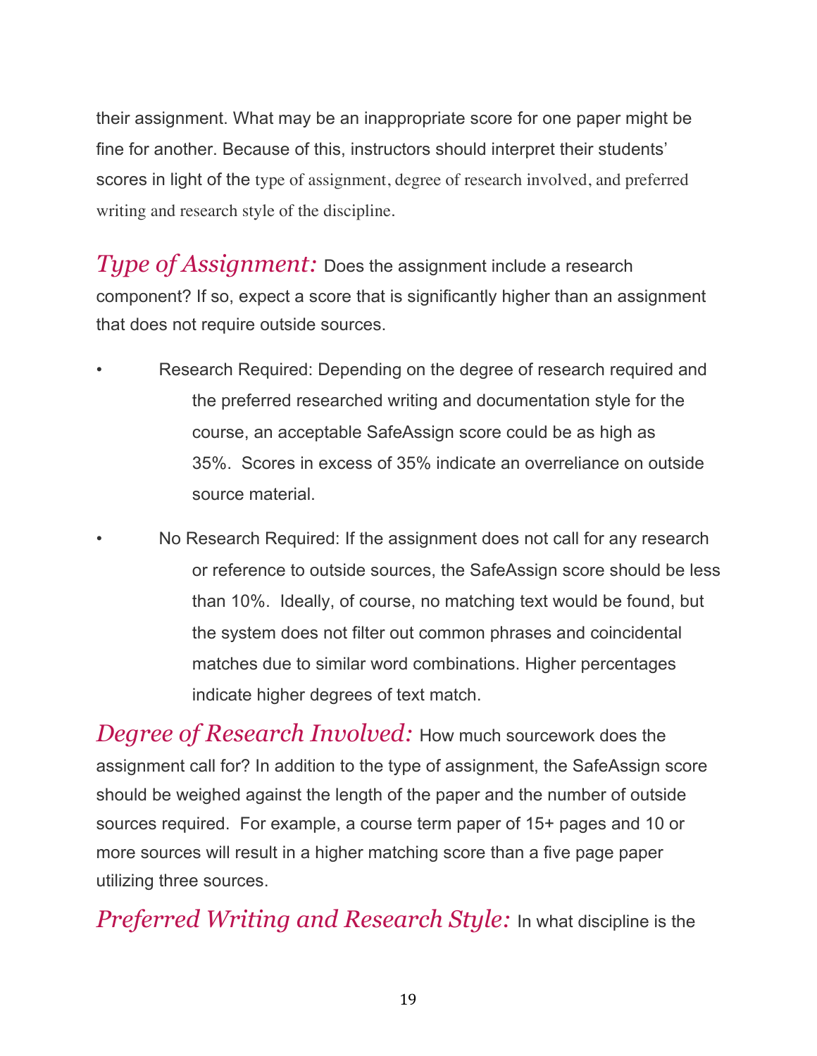their assignment. What may be an inappropriate score for one paper might be fine for another. Because of this, instructors should interpret their students' scores in light of the type of assignment, degree of research involved, and preferred writing and research style of the discipline.

*Type of Assignment:* Does the assignment include a research component? If so, expect a score that is significantly higher than an assignment that does not require outside sources.

- Research Required: Depending on the degree of research required and the preferred researched writing and documentation style for the course, an acceptable SafeAssign score could be as high as 35%. Scores in excess of 35% indicate an overreliance on outside source material.
- No Research Required: If the assignment does not call for any research or reference to outside sources, the SafeAssign score should be less than 10%. Ideally, of course, no matching text would be found, but the system does not filter out common phrases and coincidental matches due to similar word combinations. Higher percentages indicate higher degrees of text match.

*Degree of Research Involved:* How much sourcework does the assignment call for? In addition to the type of assignment, the SafeAssign score should be weighed against the length of the paper and the number of outside sources required. For example, a course term paper of 15+ pages and 10 or more sources will result in a higher matching score than a five page paper utilizing three sources.

*Preferred Writing and Research Style:* In what discipline is the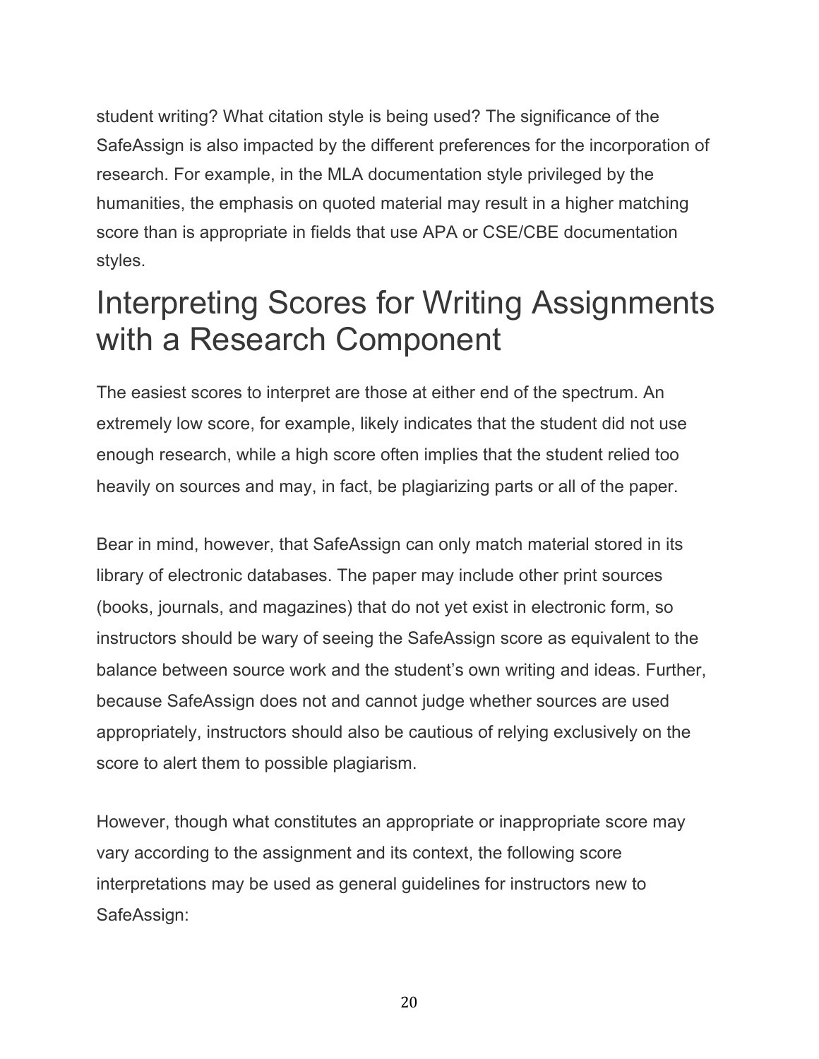student writing? What citation style is being used? The significance of the SafeAssign is also impacted by the different preferences for the incorporation of research. For example, in the MLA documentation style privileged by the humanities, the emphasis on quoted material may result in a higher matching score than is appropriate in fields that use APA or CSE/CBE documentation styles.

# Interpreting Scores for Writing Assignments with a Research Component

The easiest scores to interpret are those at either end of the spectrum. An extremely low score, for example, likely indicates that the student did not use enough research, while a high score often implies that the student relied too heavily on sources and may, in fact, be plagiarizing parts or all of the paper.

Bear in mind, however, that SafeAssign can only match material stored in its library of electronic databases. The paper may include other print sources (books, journals, and magazines) that do not yet exist in electronic form, so instructors should be wary of seeing the SafeAssign score as equivalent to the balance between source work and the student's own writing and ideas. Further, because SafeAssign does not and cannot judge whether sources are used appropriately, instructors should also be cautious of relying exclusively on the score to alert them to possible plagiarism.

However, though what constitutes an appropriate or inappropriate score may vary according to the assignment and its context, the following score interpretations may be used as general guidelines for instructors new to SafeAssign: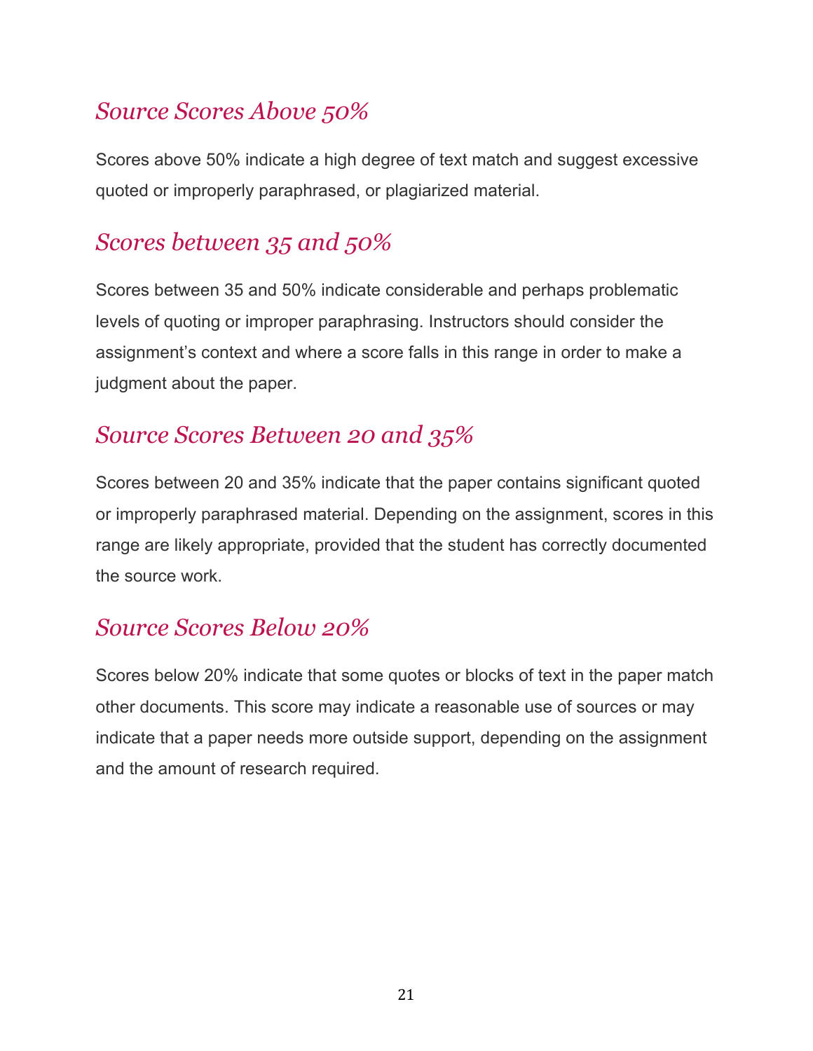### *Source Scores Above 50%*

Scores above 50% indicate a high degree of text match and suggest excessive quoted or improperly paraphrased, or plagiarized material.

### *Scores between 35 and 50%*

Scores between 35 and 50% indicate considerable and perhaps problematic levels of quoting or improper paraphrasing. Instructors should consider the assignment's context and where a score falls in this range in order to make a judgment about the paper.

### *Source Scores Between 20 and 35%*

Scores between 20 and 35% indicate that the paper contains significant quoted or improperly paraphrased material. Depending on the assignment, scores in this range are likely appropriate, provided that the student has correctly documented the source work.

### *Source Scores Below 20%*

Scores below 20% indicate that some quotes or blocks of text in the paper match other documents. This score may indicate a reasonable use of sources or may indicate that a paper needs more outside support, depending on the assignment and the amount of research required.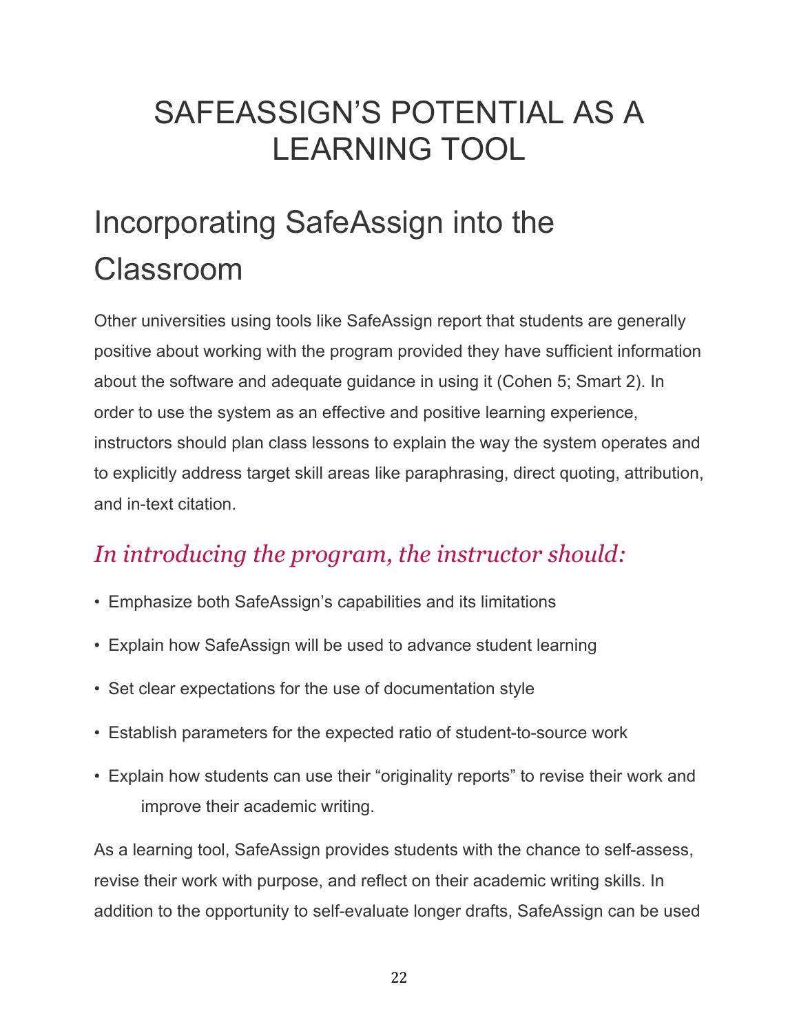# SAFEASSIGN'S POTENTIAL AS A LEARNING TOOL

## Incorporating SafeAssign into the Classroom

Other universities using tools like SafeAssign report that students are generally positive about working with the program provided they have sufficient information about the software and adequate guidance in using it (Cohen 5; Smart 2). In order to use the system as an effective and positive learning experience, instructors should plan class lessons to explain the way the system operates and to explicitly address target skill areas like paraphrasing, direct quoting, attribution, and in-text citation.

### *In introducing the program, the instructor should:*

- Emphasize both SafeAssign's capabilities and its limitations
- Explain how SafeAssign will be used to advance student learning
- Set clear expectations for the use of documentation style
- Establish parameters for the expected ratio of student-to-source work
- Explain how students can use their "originality reports" to revise their work and improve their academic writing.

As a learning tool, SafeAssign provides students with the chance to self-assess, revise their work with purpose, and reflect on their academic writing skills. In addition to the opportunity to self-evaluate longer drafts, SafeAssign can be used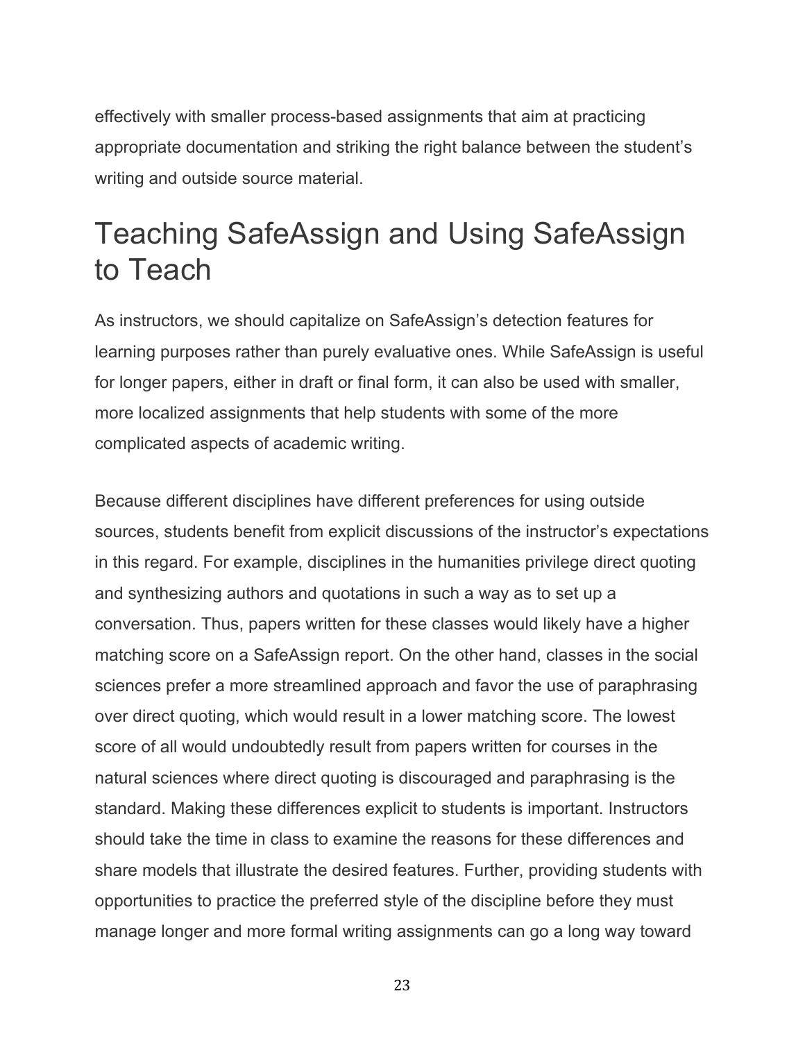effectively with smaller process-based assignments that aim at practicing appropriate documentation and striking the right balance between the student's writing and outside source material.

## Teaching SafeAssign and Using SafeAssign to Teach

As instructors, we should capitalize on SafeAssign's detection features for learning purposes rather than purely evaluative ones. While SafeAssign is useful for longer papers, either in draft or final form, it can also be used with smaller, more localized assignments that help students with some of the more complicated aspects of academic writing.

Because different disciplines have different preferences for using outside sources, students benefit from explicit discussions of the instructor's expectations in this regard. For example, disciplines in the humanities privilege direct quoting and synthesizing authors and quotations in such a way as to set up a conversation. Thus, papers written for these classes would likely have a higher matching score on a SafeAssign report. On the other hand, classes in the social sciences prefer a more streamlined approach and favor the use of paraphrasing over direct quoting, which would result in a lower matching score. The lowest score of all would undoubtedly result from papers written for courses in the natural sciences where direct quoting is discouraged and paraphrasing is the standard. Making these differences explicit to students is important. Instructors should take the time in class to examine the reasons for these differences and share models that illustrate the desired features. Further, providing students with opportunities to practice the preferred style of the discipline before they must manage longer and more formal writing assignments can go a long way toward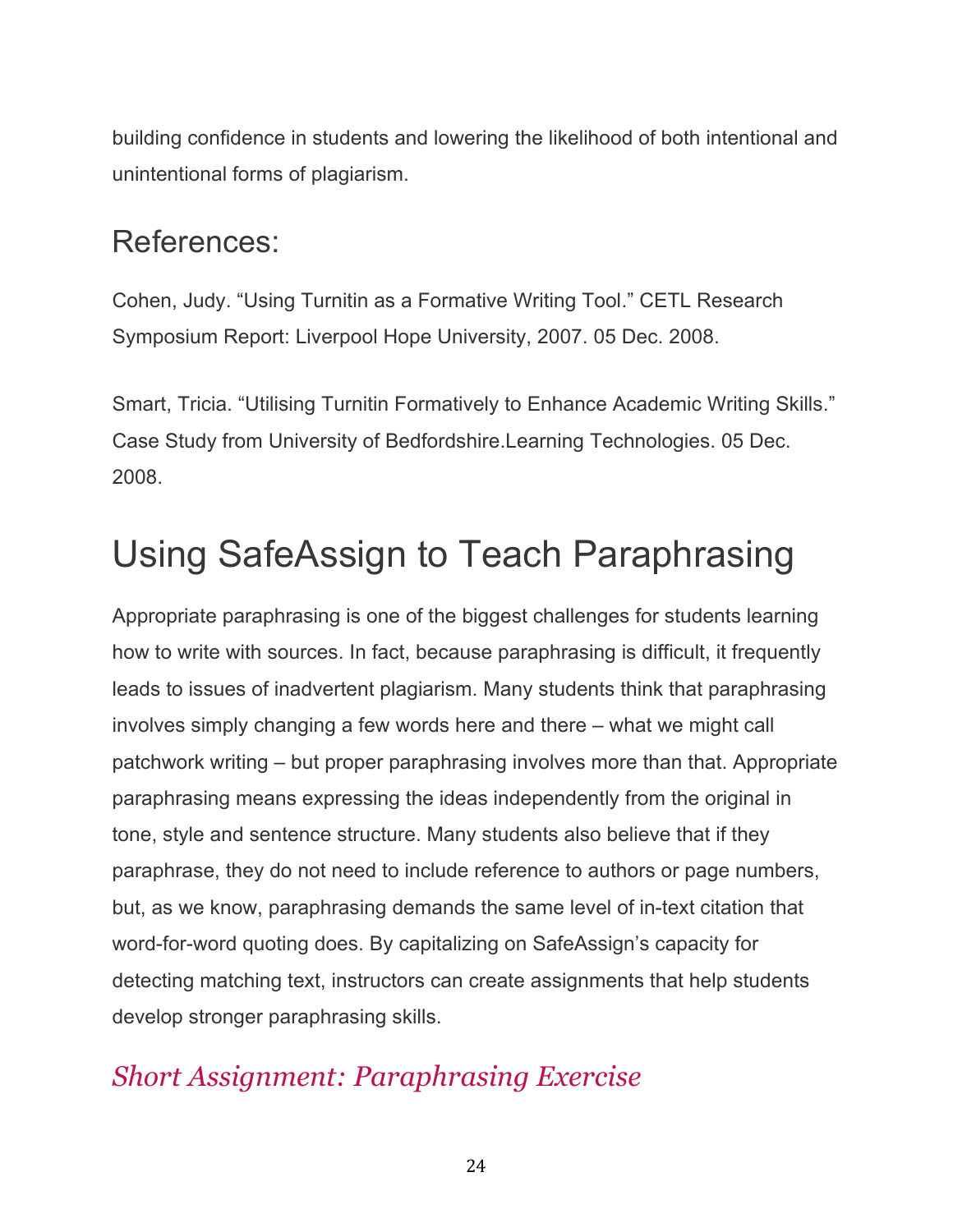building confidence in students and lowering the likelihood of both intentional and unintentional forms of plagiarism.

## References:

Cohen, Judy. "Using Turnitin as a Formative Writing Tool." CETL Research Symposium Report: Liverpool Hope University, 2007. 05 Dec. 2008.

Smart, Tricia. "Utilising Turnitin Formatively to Enhance Academic Writing Skills." Case Study from University of Bedfordshire.Learning Technologies. 05 Dec. 2008.

# Using SafeAssign to Teach Paraphrasing

Appropriate paraphrasing is one of the biggest challenges for students learning how to write with sources. In fact, because paraphrasing is difficult, it frequently leads to issues of inadvertent plagiarism. Many students think that paraphrasing involves simply changing a few words here and there – what we might call patchwork writing – but proper paraphrasing involves more than that. Appropriate paraphrasing means expressing the ideas independently from the original in tone, style and sentence structure. Many students also believe that if they paraphrase, they do not need to include reference to authors or page numbers, but, as we know, paraphrasing demands the same level of in-text citation that word-for-word quoting does. By capitalizing on SafeAssign's capacity for detecting matching text, instructors can create assignments that help students develop stronger paraphrasing skills.

### *Short Assignment: Paraphrasing Exercise*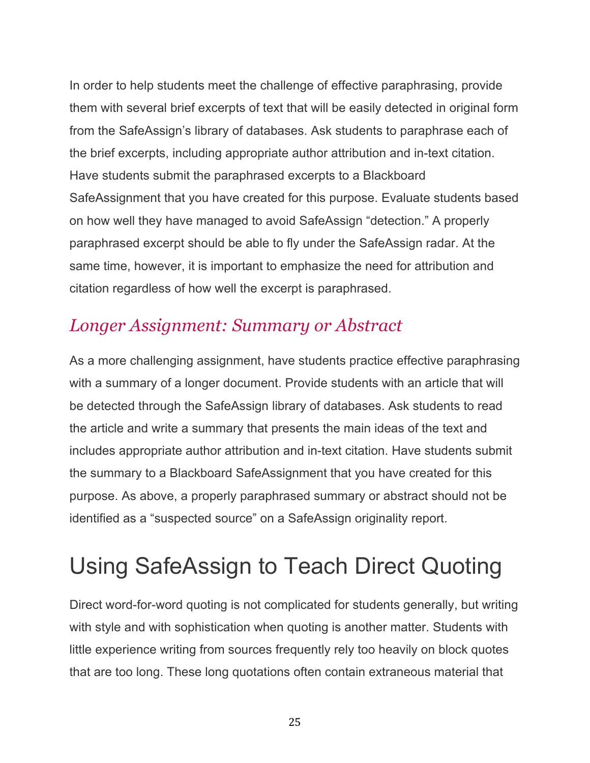In order to help students meet the challenge of effective paraphrasing, provide them with several brief excerpts of text that will be easily detected in original form from the SafeAssign's library of databases. Ask students to paraphrase each of the brief excerpts, including appropriate author attribution and in-text citation. Have students submit the paraphrased excerpts to a Blackboard SafeAssignment that you have created for this purpose. Evaluate students based on how well they have managed to avoid SafeAssign "detection." A properly paraphrased excerpt should be able to fly under the SafeAssign radar. At the same time, however, it is important to emphasize the need for attribution and citation regardless of how well the excerpt is paraphrased.

### *Longer Assignment: Summary or Abstract*

As a more challenging assignment, have students practice effective paraphrasing with a summary of a longer document. Provide students with an article that will be detected through the SafeAssign library of databases. Ask students to read the article and write a summary that presents the main ideas of the text and includes appropriate author attribution and in-text citation. Have students submit the summary to a Blackboard SafeAssignment that you have created for this purpose. As above, a properly paraphrased summary or abstract should not be identified as a "suspected source" on a SafeAssign originality report.

## Using SafeAssign to Teach Direct Quoting

Direct word-for-word quoting is not complicated for students generally, but writing with style and with sophistication when quoting is another matter. Students with little experience writing from sources frequently rely too heavily on block quotes that are too long. These long quotations often contain extraneous material that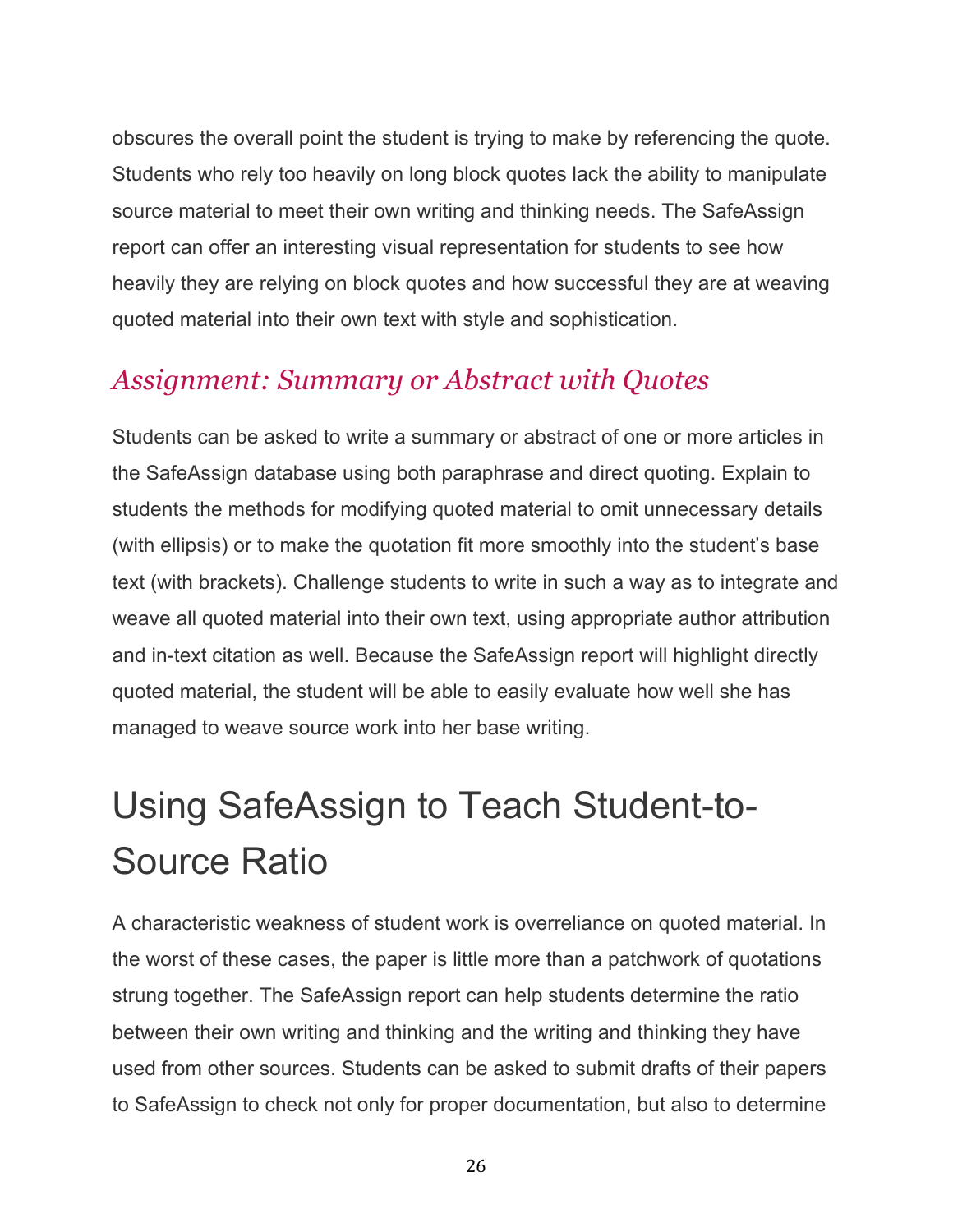obscures the overall point the student is trying to make by referencing the quote. Students who rely too heavily on long block quotes lack the ability to manipulate source material to meet their own writing and thinking needs. The SafeAssign report can offer an interesting visual representation for students to see how heavily they are relying on block quotes and how successful they are at weaving quoted material into their own text with style and sophistication.

### *Assignment: Summary or Abstract with Quotes*

Students can be asked to write a summary or abstract of one or more articles in the SafeAssign database using both paraphrase and direct quoting. Explain to students the methods for modifying quoted material to omit unnecessary details (with ellipsis) or to make the quotation fit more smoothly into the student's base text (with brackets). Challenge students to write in such a way as to integrate and weave all quoted material into their own text, using appropriate author attribution and in-text citation as well. Because the SafeAssign report will highlight directly quoted material, the student will be able to easily evaluate how well she has managed to weave source work into her base writing.

## Using SafeAssign to Teach Student-to-Source Ratio

A characteristic weakness of student work is overreliance on quoted material. In the worst of these cases, the paper is little more than a patchwork of quotations strung together. The SafeAssign report can help students determine the ratio between their own writing and thinking and the writing and thinking they have used from other sources. Students can be asked to submit drafts of their papers to SafeAssign to check not only for proper documentation, but also to determine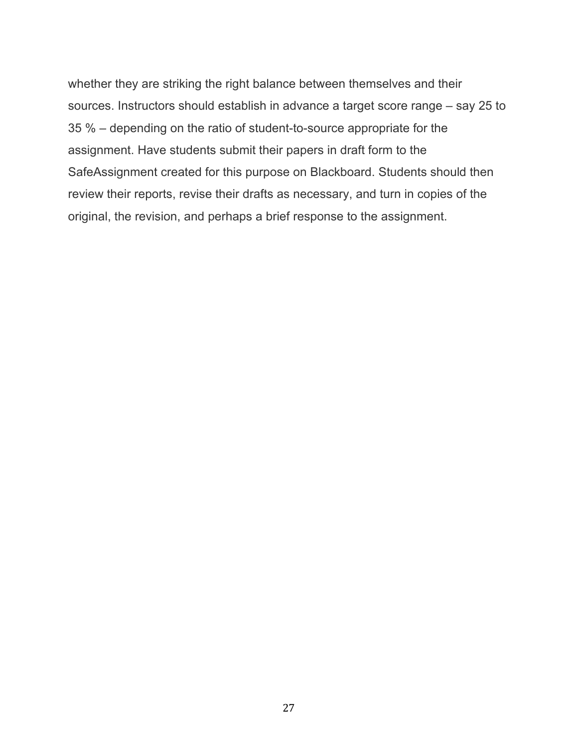whether they are striking the right balance between themselves and their sources. Instructors should establish in advance a target score range – say 25 to 35 % – depending on the ratio of student-to-source appropriate for the assignment. Have students submit their papers in draft form to the SafeAssignment created for this purpose on Blackboard. Students should then review their reports, revise their drafts as necessary, and turn in copies of the original, the revision, and perhaps a brief response to the assignment.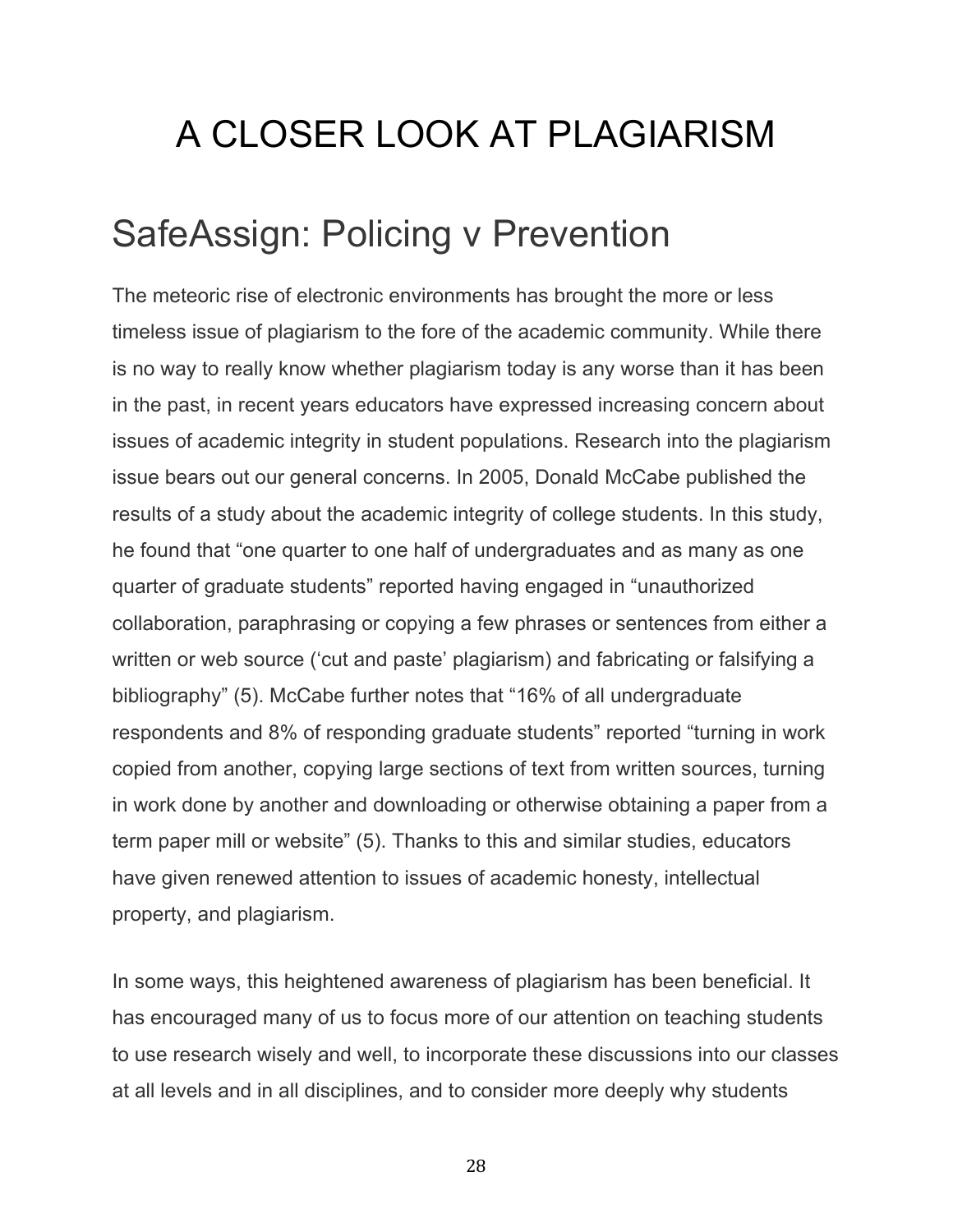# A CLOSER LOOK AT PLAGIARISM

## SafeAssign: Policing v Prevention

The meteoric rise of electronic environments has brought the more or less timeless issue of plagiarism to the fore of the academic community. While there is no way to really know whether plagiarism today is any worse than it has been in the past, in recent years educators have expressed increasing concern about issues of academic integrity in student populations. Research into the plagiarism issue bears out our general concerns. In 2005, Donald McCabe published the results of a study about the academic integrity of college students. In this study, he found that "one quarter to one half of undergraduates and as many as one quarter of graduate students" reported having engaged in "unauthorized collaboration, paraphrasing or copying a few phrases or sentences from either a written or web source ('cut and paste' plagiarism) and fabricating or falsifying a bibliography" (5). McCabe further notes that "16% of all undergraduate respondents and 8% of responding graduate students" reported "turning in work copied from another, copying large sections of text from written sources, turning in work done by another and downloading or otherwise obtaining a paper from a term paper mill or website" (5). Thanks to this and similar studies, educators have given renewed attention to issues of academic honesty, intellectual property, and plagiarism.

In some ways, this heightened awareness of plagiarism has been beneficial. It has encouraged many of us to focus more of our attention on teaching students to use research wisely and well, to incorporate these discussions into our classes at all levels and in all disciplines, and to consider more deeply why students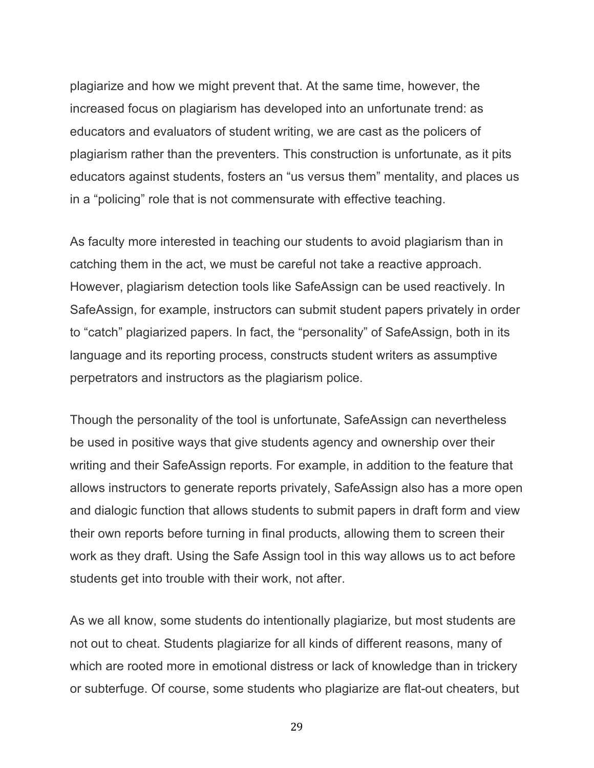plagiarize and how we might prevent that. At the same time, however, the increased focus on plagiarism has developed into an unfortunate trend: as educators and evaluators of student writing, we are cast as the policers of plagiarism rather than the preventers. This construction is unfortunate, as it pits educators against students, fosters an "us versus them" mentality, and places us in a "policing" role that is not commensurate with effective teaching.

As faculty more interested in teaching our students to avoid plagiarism than in catching them in the act, we must be careful not take a reactive approach. However, plagiarism detection tools like SafeAssign can be used reactively. In SafeAssign, for example, instructors can submit student papers privately in order to "catch" plagiarized papers. In fact, the "personality" of SafeAssign, both in its language and its reporting process, constructs student writers as assumptive perpetrators and instructors as the plagiarism police.

Though the personality of the tool is unfortunate, SafeAssign can nevertheless be used in positive ways that give students agency and ownership over their writing and their SafeAssign reports. For example, in addition to the feature that allows instructors to generate reports privately, SafeAssign also has a more open and dialogic function that allows students to submit papers in draft form and view their own reports before turning in final products, allowing them to screen their work as they draft. Using the Safe Assign tool in this way allows us to act before students get into trouble with their work, not after.

As we all know, some students do intentionally plagiarize, but most students are not out to cheat. Students plagiarize for all kinds of different reasons, many of which are rooted more in emotional distress or lack of knowledge than in trickery or subterfuge. Of course, some students who plagiarize are flat-out cheaters, but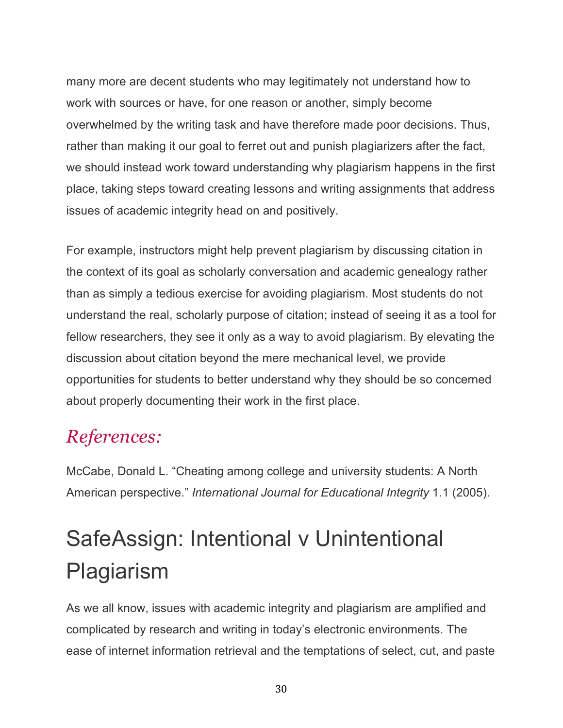many more are decent students who may legitimately not understand how to work with sources or have, for one reason or another, simply become overwhelmed by the writing task and have therefore made poor decisions. Thus, rather than making it our goal to ferret out and punish plagiarizers after the fact, we should instead work toward understanding why plagiarism happens in the first place, taking steps toward creating lessons and writing assignments that address issues of academic integrity head on and positively.

For example, instructors might help prevent plagiarism by discussing citation in the context of its goal as scholarly conversation and academic genealogy rather than as simply a tedious exercise for avoiding plagiarism. Most students do not understand the real, scholarly purpose of citation; instead of seeing it as a tool for fellow researchers, they see it only as a way to avoid plagiarism. By elevating the discussion about citation beyond the mere mechanical level, we provide opportunities for students to better understand why they should be so concerned about properly documenting their work in the first place.

## *References:*

McCabe, Donald L. "Cheating among college and university students: A North American perspective." *International Journal for Educational Integrity* 1.1 (2005).

# SafeAssign: Intentional v Unintentional Plagiarism

As we all know, issues with academic integrity and plagiarism are amplified and complicated by research and writing in today's electronic environments. The ease of internet information retrieval and the temptations of select, cut, and paste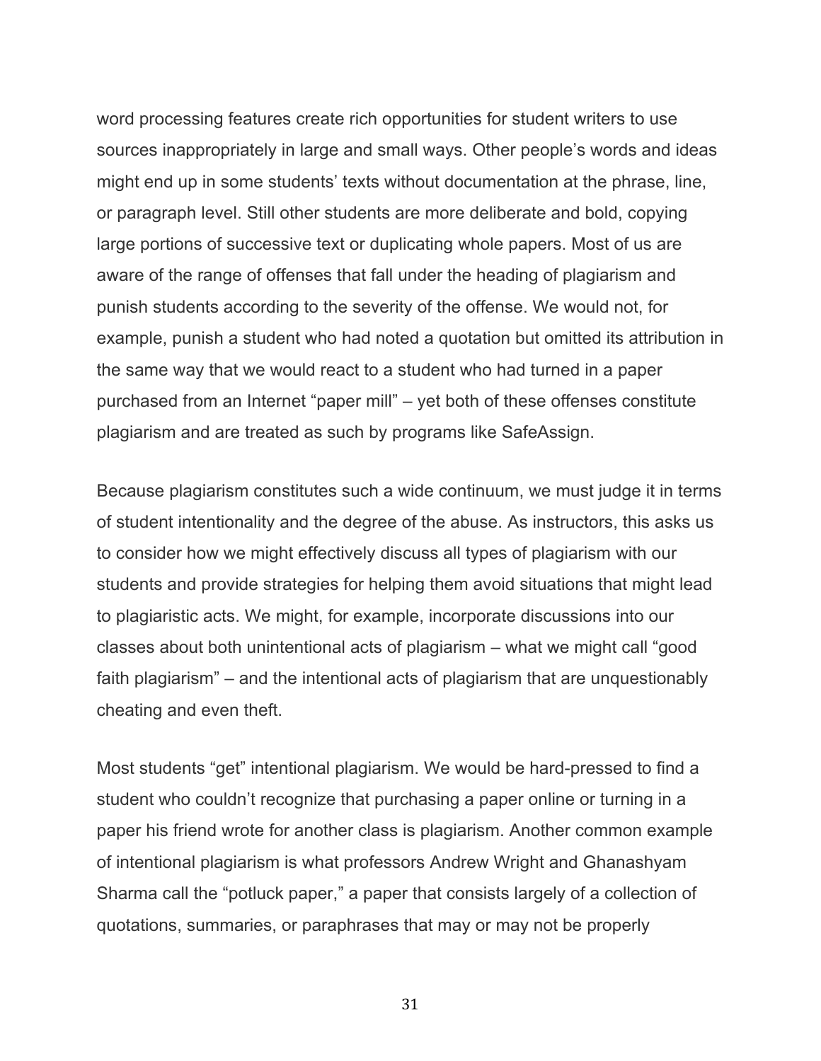word processing features create rich opportunities for student writers to use sources inappropriately in large and small ways. Other people's words and ideas might end up in some students' texts without documentation at the phrase, line, or paragraph level. Still other students are more deliberate and bold, copying large portions of successive text or duplicating whole papers. Most of us are aware of the range of offenses that fall under the heading of plagiarism and punish students according to the severity of the offense. We would not, for example, punish a student who had noted a quotation but omitted its attribution in the same way that we would react to a student who had turned in a paper purchased from an Internet "paper mill" – yet both of these offenses constitute plagiarism and are treated as such by programs like SafeAssign.

Because plagiarism constitutes such a wide continuum, we must judge it in terms of student intentionality and the degree of the abuse. As instructors, this asks us to consider how we might effectively discuss all types of plagiarism with our students and provide strategies for helping them avoid situations that might lead to plagiaristic acts. We might, for example, incorporate discussions into our classes about both unintentional acts of plagiarism – what we might call "good faith plagiarism" – and the intentional acts of plagiarism that are unquestionably cheating and even theft.

Most students "get" intentional plagiarism. We would be hard-pressed to find a student who couldn't recognize that purchasing a paper online or turning in a paper his friend wrote for another class is plagiarism. Another common example of intentional plagiarism is what professors Andrew Wright and Ghanashyam Sharma call the "potluck paper," a paper that consists largely of a collection of quotations, summaries, or paraphrases that may or may not be properly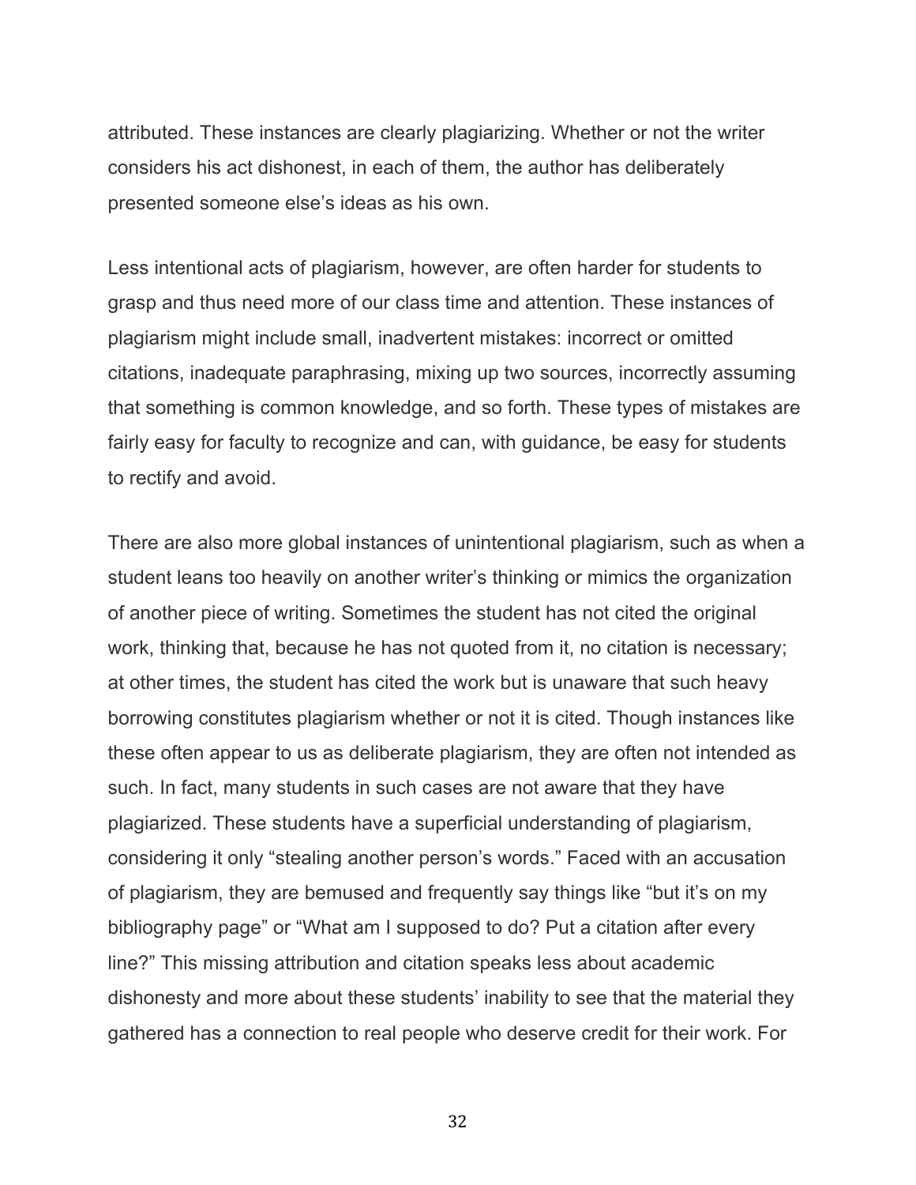attributed. These instances are clearly plagiarizing. Whether or not the writer considers his act dishonest, in each of them, the author has deliberately presented someone else's ideas as his own.

Less intentional acts of plagiarism, however, are often harder for students to grasp and thus need more of our class time and attention. These instances of plagiarism might include small, inadvertent mistakes: incorrect or omitted citations, inadequate paraphrasing, mixing up two sources, incorrectly assuming that something is common knowledge, and so forth. These types of mistakes are fairly easy for faculty to recognize and can, with guidance, be easy for students to rectify and avoid.

There are also more global instances of unintentional plagiarism, such as when a student leans too heavily on another writer's thinking or mimics the organization of another piece of writing. Sometimes the student has not cited the original work, thinking that, because he has not quoted from it, no citation is necessary; at other times, the student has cited the work but is unaware that such heavy borrowing constitutes plagiarism whether or not it is cited. Though instances like these often appear to us as deliberate plagiarism, they are often not intended as such. In fact, many students in such cases are not aware that they have plagiarized. These students have a superficial understanding of plagiarism, considering it only "stealing another person's words." Faced with an accusation of plagiarism, they are bemused and frequently say things like "but it's on my bibliography page" or "What am I supposed to do? Put a citation after every line?" This missing attribution and citation speaks less about academic dishonesty and more about these students' inability to see that the material they gathered has a connection to real people who deserve credit for their work. For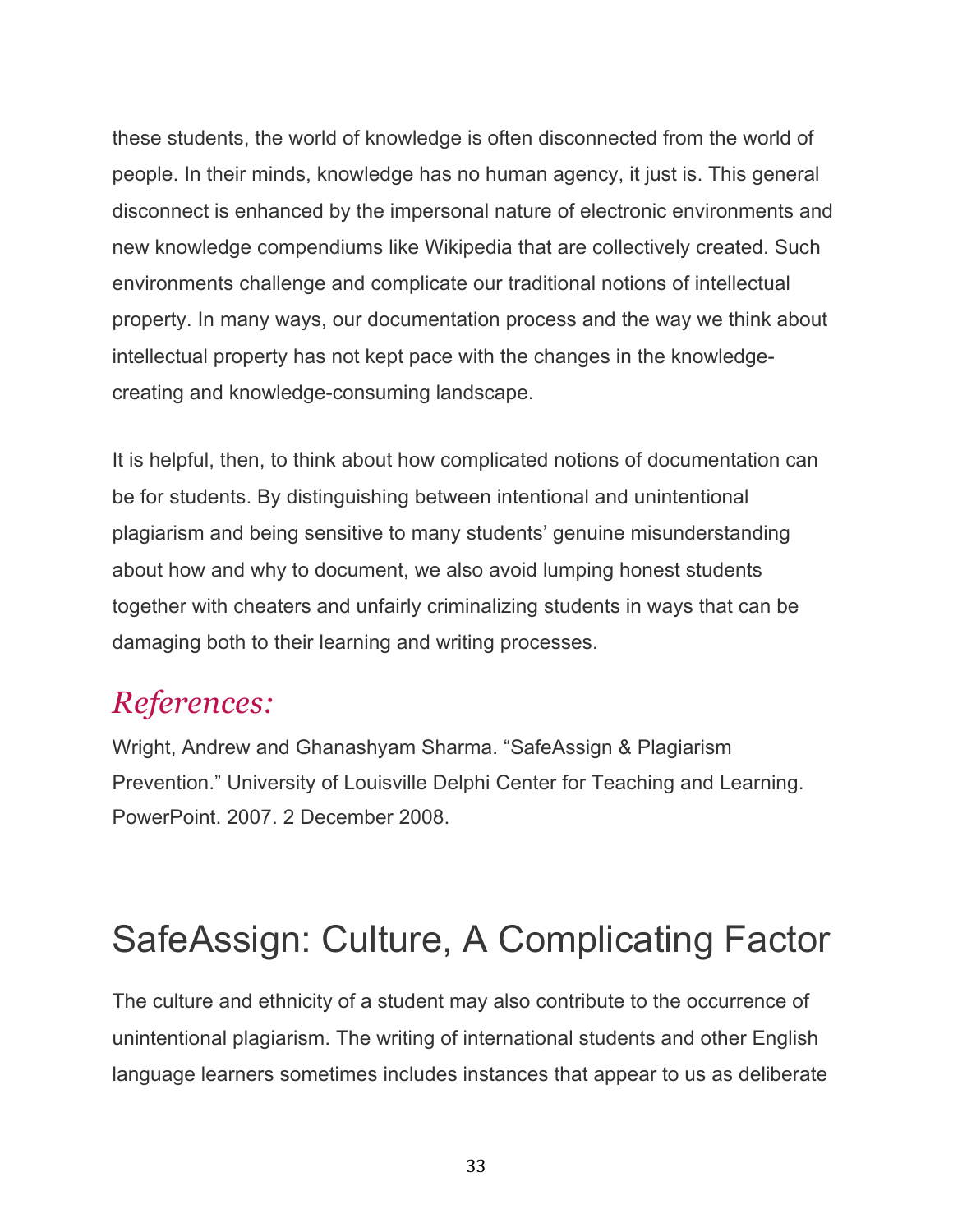these students, the world of knowledge is often disconnected from the world of people. In their minds, knowledge has no human agency, it just is. This general disconnect is enhanced by the impersonal nature of electronic environments and new knowledge compendiums like Wikipedia that are collectively created. Such environments challenge and complicate our traditional notions of intellectual property. In many ways, our documentation process and the way we think about intellectual property has not kept pace with the changes in the knowledge-creating and knowledge-consuming landscape.

It is helpful, then, to think about how complicated notions of documentation can be for students. By distinguishing between intentional and unintentional plagiarism and being sensitive to many students' genuine misunderstanding about how and why to document, we also avoid lumping honest students together with cheaters and unfairly criminalizing students in ways that can be damaging both to their learning and writing processes.

## *References:*

Wright, Andrew and Ghanashyam Sharma. "SafeAssign & Plagiarism Prevention." University of Louisville Delphi Center for Teaching and Learning. PowerPoint. 2007. 2 December 2008.

# SafeAssign: Culture, A Complicating Factor

The culture and ethnicity of a student may also contribute to the occurrence of unintentional plagiarism. The writing of international students and other English language learners sometimes includes instances that appear to us as deliberate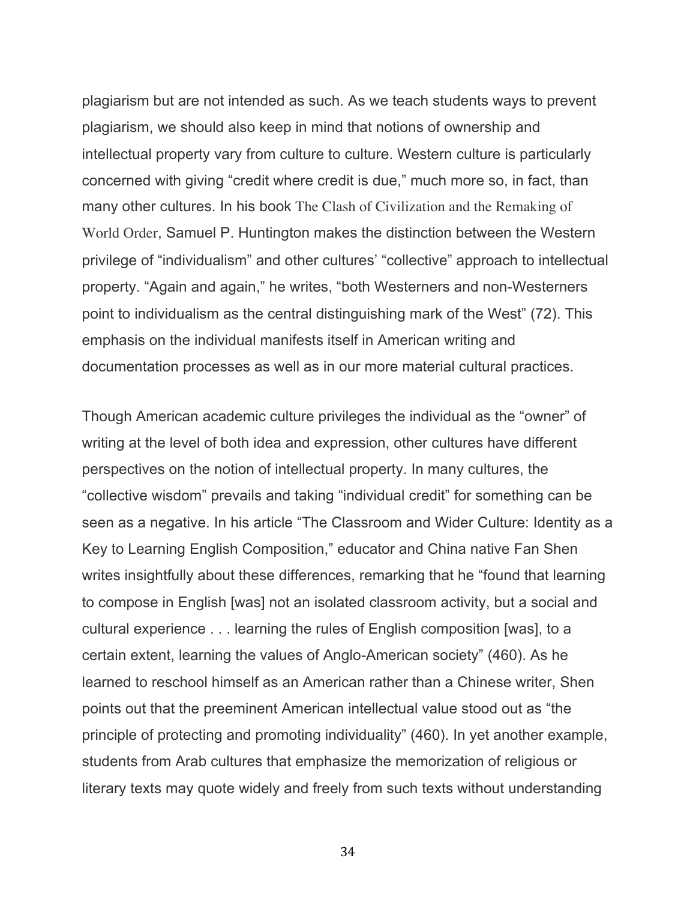plagiarism but are not intended as such. As we teach students ways to prevent plagiarism, we should also keep in mind that notions of ownership and intellectual property vary from culture to culture. Western culture is particularly concerned with giving "credit where credit is due," much more so, in fact, than many other cultures. In his book The Clash of Civilization and the Remaking of World Order, Samuel P. Huntington makes the distinction between the Western privilege of "individualism" and other cultures' "collective" approach to intellectual property. "Again and again," he writes, "both Westerners and non-Westerners point to individualism as the central distinguishing mark of the West" (72). This emphasis on the individual manifests itself in American writing and documentation processes as well as in our more material cultural practices.

Though American academic culture privileges the individual as the "owner" of writing at the level of both idea and expression, other cultures have different perspectives on the notion of intellectual property. In many cultures, the "collective wisdom" prevails and taking "individual credit" for something can be seen as a negative. In his article "The Classroom and Wider Culture: Identity as a Key to Learning English Composition," educator and China native Fan Shen writes insightfully about these differences, remarking that he "found that learning to compose in English [was] not an isolated classroom activity, but a social and cultural experience . . . learning the rules of English composition [was], to a certain extent, learning the values of Anglo-American society" (460). As he learned to reschool himself as an American rather than a Chinese writer, Shen points out that the preeminent American intellectual value stood out as "the principle of protecting and promoting individuality" (460). In yet another example, students from Arab cultures that emphasize the memorization of religious or literary texts may quote widely and freely from such texts without understanding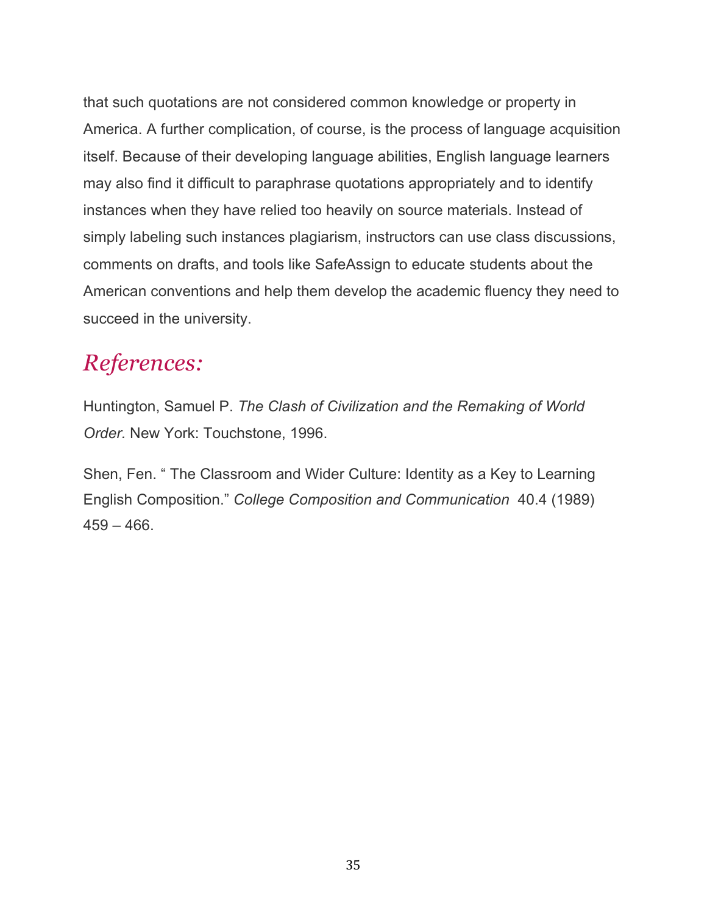that such quotations are not considered common knowledge or property in America. A further complication, of course, is the process of language acquisition itself. Because of their developing language abilities, English language learners may also find it difficult to paraphrase quotations appropriately and to identify instances when they have relied too heavily on source materials. Instead of simply labeling such instances plagiarism, instructors can use class discussions, comments on drafts, and tools like SafeAssign to educate students about the American conventions and help them develop the academic fluency they need to succeed in the university.

## *References:*

Huntington, Samuel P. *The Clash of Civilization and the Remaking of World Order.* New York: Touchstone, 1996.

Shen, Fen. " The Classroom and Wider Culture: Identity as a Key to Learning English Composition." *College Composition and Communication* 40.4 (1989) 459 – 466.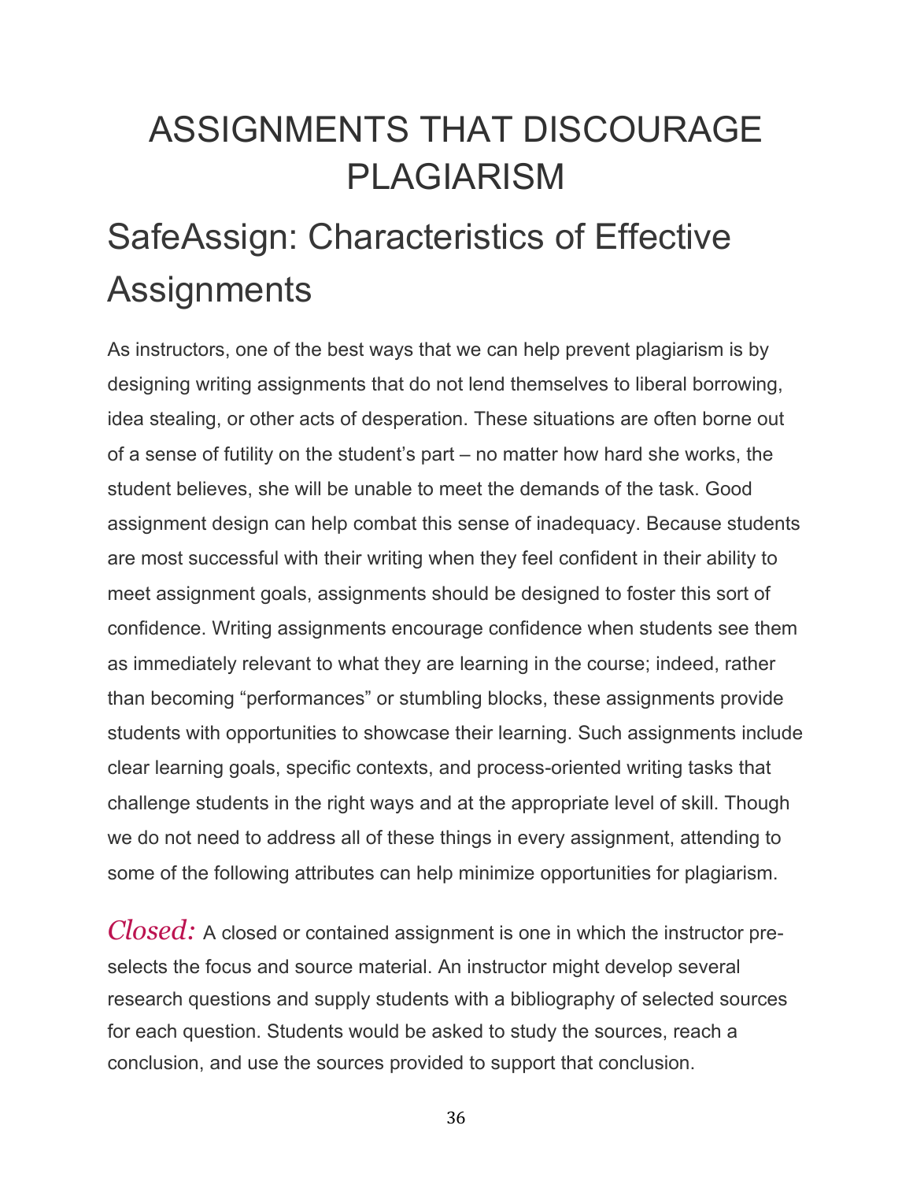# ASSIGNMENTS THAT DISCOURAGE PLAGIARISM

## SafeAssign: Characteristics of Effective Assignments

As instructors, one of the best ways that we can help prevent plagiarism is by designing writing assignments that do not lend themselves to liberal borrowing, idea stealing, or other acts of desperation. These situations are often borne out of a sense of futility on the student's part – no matter how hard she works, the student believes, she will be unable to meet the demands of the task. Good assignment design can help combat this sense of inadequacy. Because students are most successful with their writing when they feel confident in their ability to meet assignment goals, assignments should be designed to foster this sort of confidence. Writing assignments encourage confidence when students see them as immediately relevant to what they are learning in the course; indeed, rather than becoming "performances" or stumbling blocks, these assignments provide students with opportunities to showcase their learning. Such assignments include clear learning goals, specific contexts, and process-oriented writing tasks that challenge students in the right ways and at the appropriate level of skill. Though we do not need to address all of these things in every assignment, attending to some of the following attributes can help minimize opportunities for plagiarism.

*Closed:* A closed or contained assignment is one in which the instructor pre-selects the focus and source material. An instructor might develop several research questions and supply students with a bibliography of selected sources for each question. Students would be asked to study the sources, reach a conclusion, and use the sources provided to support that conclusion.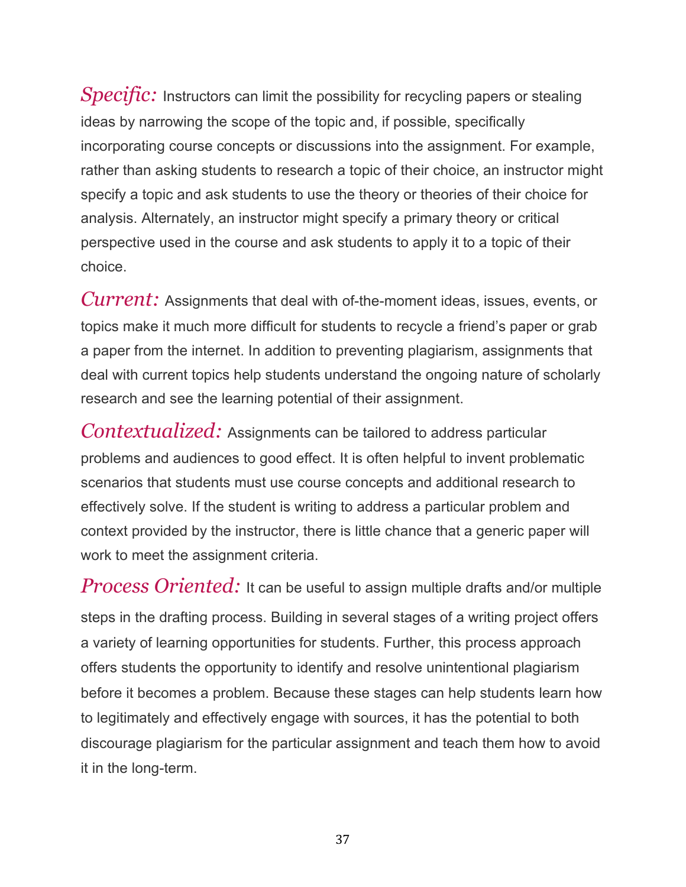*Specific:* Instructors can limit the possibility for recycling papers or stealing ideas by narrowing the scope of the topic and, if possible, specifically incorporating course concepts or discussions into the assignment. For example, rather than asking students to research a topic of their choice, an instructor might specify a topic and ask students to use the theory or theories of their choice for analysis. Alternately, an instructor might specify a primary theory or critical perspective used in the course and ask students to apply it to a topic of their choice.

*Current:* Assignments that deal with of-the-moment ideas, issues, events, or topics make it much more difficult for students to recycle a friend's paper or grab a paper from the internet. In addition to preventing plagiarism, assignments that deal with current topics help students understand the ongoing nature of scholarly research and see the learning potential of their assignment.

*Contextualized:* Assignments can be tailored to address particular problems and audiences to good effect. It is often helpful to invent problematic scenarios that students must use course concepts and additional research to effectively solve. If the student is writing to address a particular problem and context provided by the instructor, there is little chance that a generic paper will work to meet the assignment criteria.

*Process Oriented:* It can be useful to assign multiple drafts and/or multiple steps in the drafting process. Building in several stages of a writing project offers a variety of learning opportunities for students. Further, this process approach offers students the opportunity to identify and resolve unintentional plagiarism before it becomes a problem. Because these stages can help students learn how to legitimately and effectively engage with sources, it has the potential to both discourage plagiarism for the particular assignment and teach them how to avoid it in the long-term.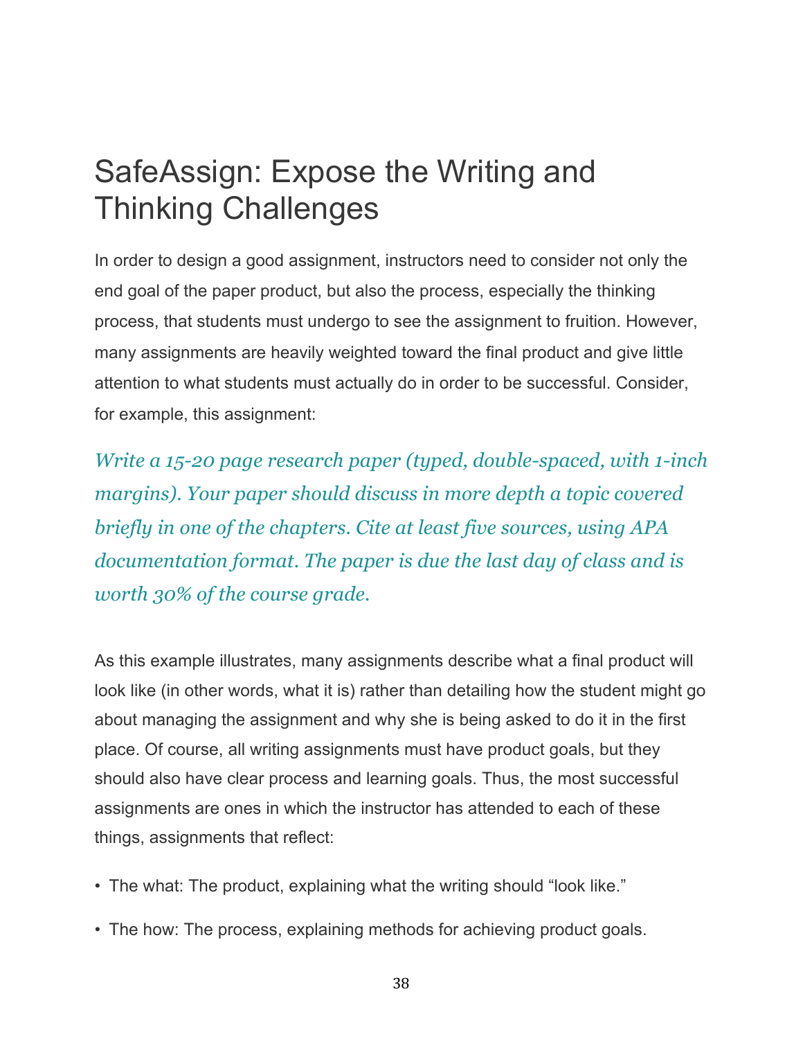# SafeAssign: Expose the Writing and Thinking Challenges

In order to design a good assignment, instructors need to consider not only the end goal of the paper product, but also the process, especially the thinking process, that students must undergo to see the assignment to fruition. However, many assignments are heavily weighted toward the final product and give little attention to what students must actually do in order to be successful. Consider, for example, this assignment:

*Write a 15-20 page research paper (typed, double-spaced, with 1-inch margins). Your paper should discuss in more depth a topic covered briefly in one of the chapters. Cite at least five sources, using APA documentation format. The paper is due the last day of class and is worth 30% of the course grade.*

As this example illustrates, many assignments describe what a final product will look like (in other words, what it is) rather than detailing how the student might go about managing the assignment and why she is being asked to do it in the first place. Of course, all writing assignments must have product goals, but they should also have clear process and learning goals. Thus, the most successful assignments are ones in which the instructor has attended to each of these things, assignments that reflect:

- The what: The product, explaining what the writing should “look like.”
- The how: The process, explaining methods for achieving product goals.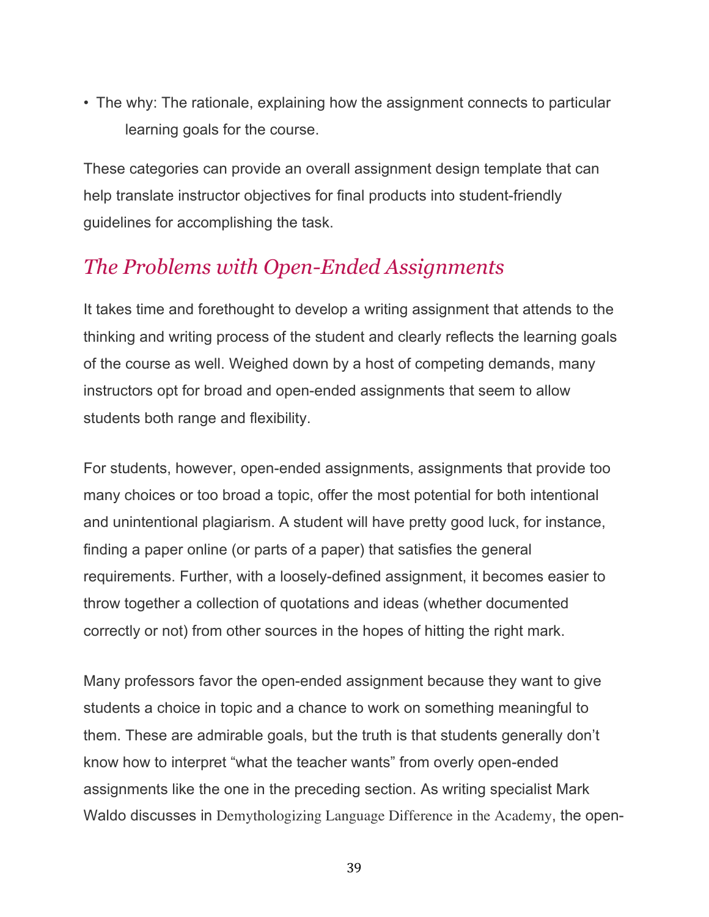- The why: The rationale, explaining how the assignment connects to particular learning goals for the course.

These categories can provide an overall assignment design template that can help translate instructor objectives for final products into student-friendly guidelines for accomplishing the task.

## *The Problems with Open-Ended Assignments*

It takes time and forethought to develop a writing assignment that attends to the thinking and writing process of the student and clearly reflects the learning goals of the course as well. Weighed down by a host of competing demands, many instructors opt for broad and open-ended assignments that seem to allow students both range and flexibility.

For students, however, open-ended assignments, assignments that provide too many choices or too broad a topic, offer the most potential for both intentional and unintentional plagiarism. A student will have pretty good luck, for instance, finding a paper online (or parts of a paper) that satisfies the general requirements. Further, with a loosely-defined assignment, it becomes easier to throw together a collection of quotations and ideas (whether documented correctly or not) from other sources in the hopes of hitting the right mark.

Many professors favor the open-ended assignment because they want to give students a choice in topic and a chance to work on something meaningful to them. These are admirable goals, but the truth is that students generally don't know how to interpret "what the teacher wants" from overly open-ended assignments like the one in the preceding section. As writing specialist Mark Waldo discusses in Demythologizing Language Difference in the Academy, the open-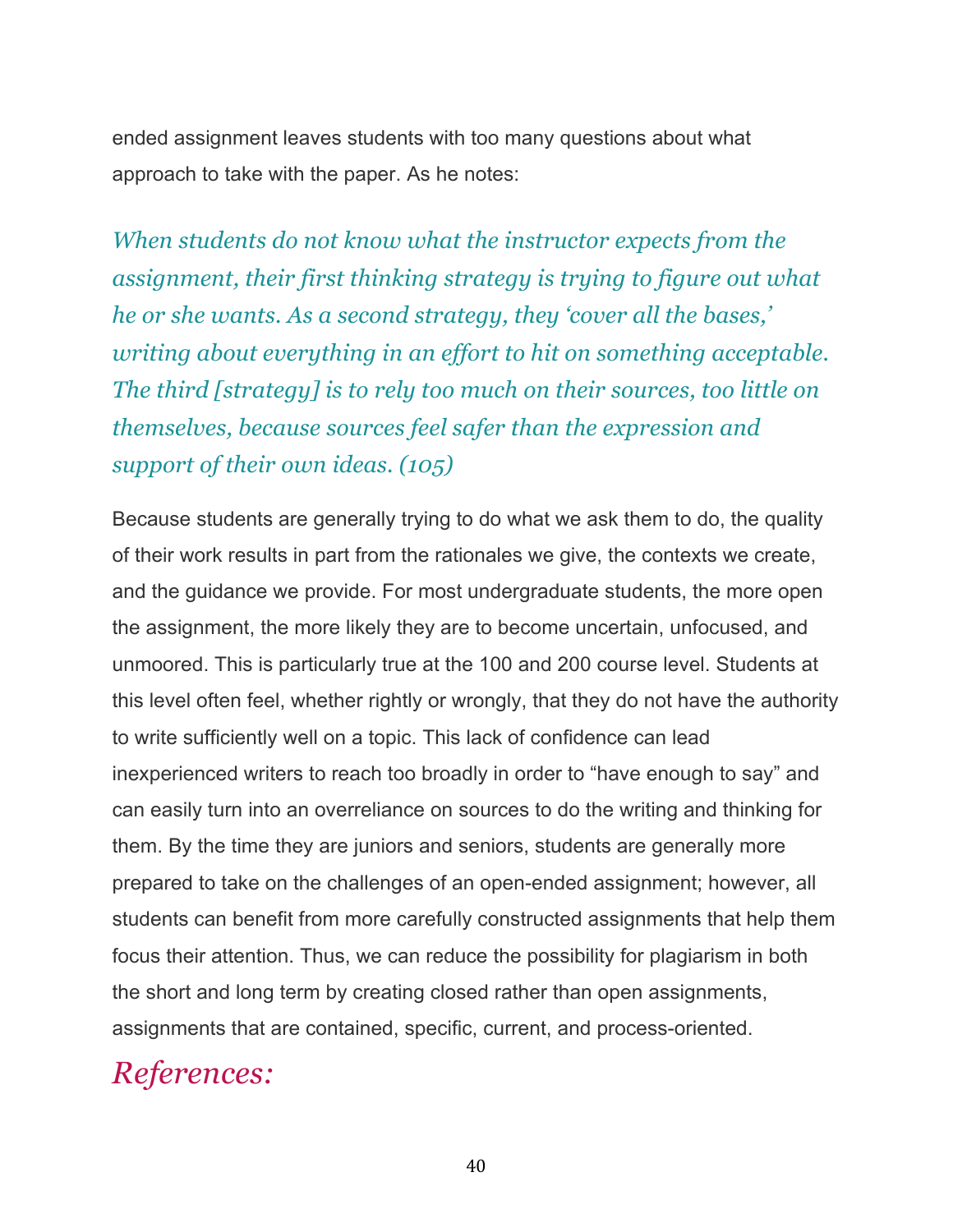ended assignment leaves students with too many questions about what approach to take with the paper. As he notes:

> *When students do not know what the instructor expects from the assignment, their first thinking strategy is trying to figure out what he or she wants. As a second strategy, they 'cover all the bases,' writing about everything in an effort to hit on something acceptable. The third [strategy] is to rely too much on their sources, too little on themselves, because sources feel safer than the expression and support of their own ideas. (105)*

Because students are generally trying to do what we ask them to do, the quality of their work results in part from the rationales we give, the contexts we create, and the guidance we provide. For most undergraduate students, the more open the assignment, the more likely they are to become uncertain, unfocused, and unmoored. This is particularly true at the 100 and 200 course level. Students at this level often feel, whether rightly or wrongly, that they do not have the authority to write sufficiently well on a topic. This lack of confidence can lead inexperienced writers to reach too broadly in order to "have enough to say" and can easily turn into an overreliance on sources to do the writing and thinking for them. By the time they are juniors and seniors, students are generally more prepared to take on the challenges of an open-ended assignment; however, all students can benefit from more carefully constructed assignments that help them focus their attention. Thus, we can reduce the possibility for plagiarism in both the short and long term by creating closed rather than open assignments, assignments that are contained, specific, current, and process-oriented.

## *References:*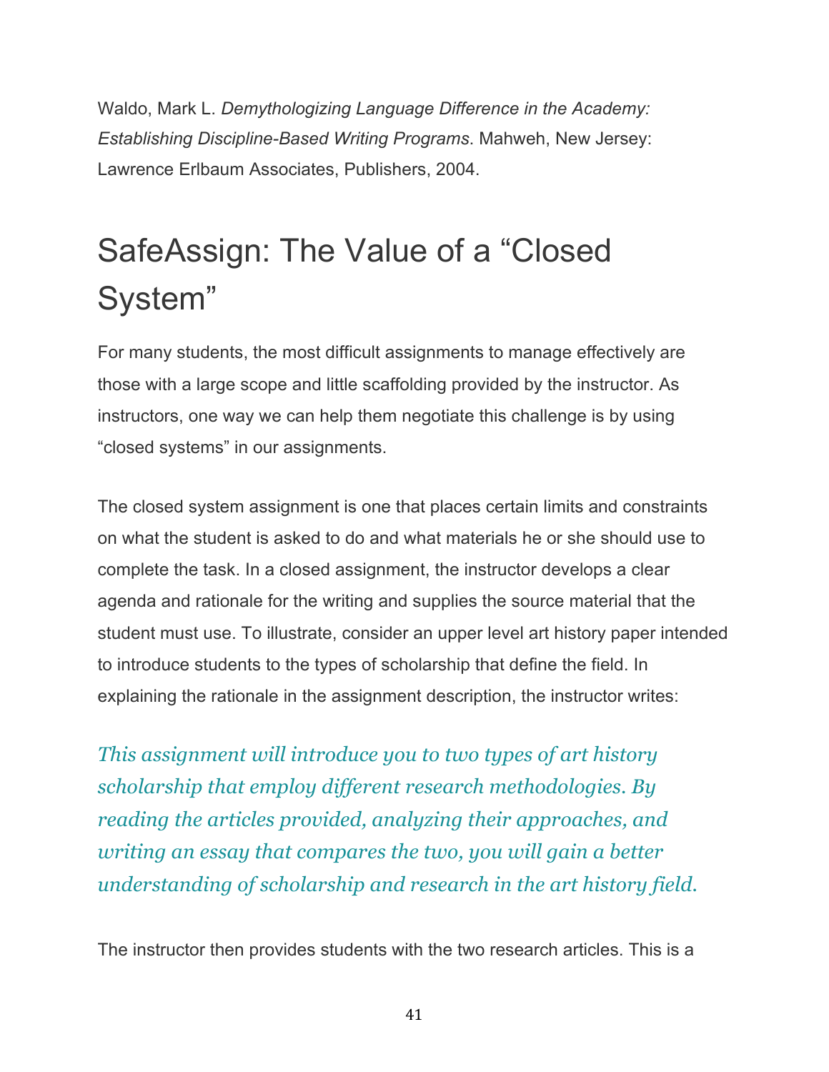Waldo, Mark L. *Demythologizing Language Difference in the Academy: Establishing Discipline-Based Writing Programs*. Mahweh, New Jersey: Lawrence Erlbaum Associates, Publishers, 2004.

# SafeAssign: The Value of a "Closed System"

For many students, the most difficult assignments to manage effectively are those with a large scope and little scaffolding provided by the instructor. As instructors, one way we can help them negotiate this challenge is by using "closed systems" in our assignments.

The closed system assignment is one that places certain limits and constraints on what the student is asked to do and what materials he or she should use to complete the task. In a closed assignment, the instructor develops a clear agenda and rationale for the writing and supplies the source material that the student must use. To illustrate, consider an upper level art history paper intended to introduce students to the types of scholarship that define the field. In explaining the rationale in the assignment description, the instructor writes:

*This assignment will introduce you to two types of art history scholarship that employ different research methodologies. By reading the articles provided, analyzing their approaches, and writing an essay that compares the two, you will gain a better understanding of scholarship and research in the art history field.*

The instructor then provides students with the two research articles. This is a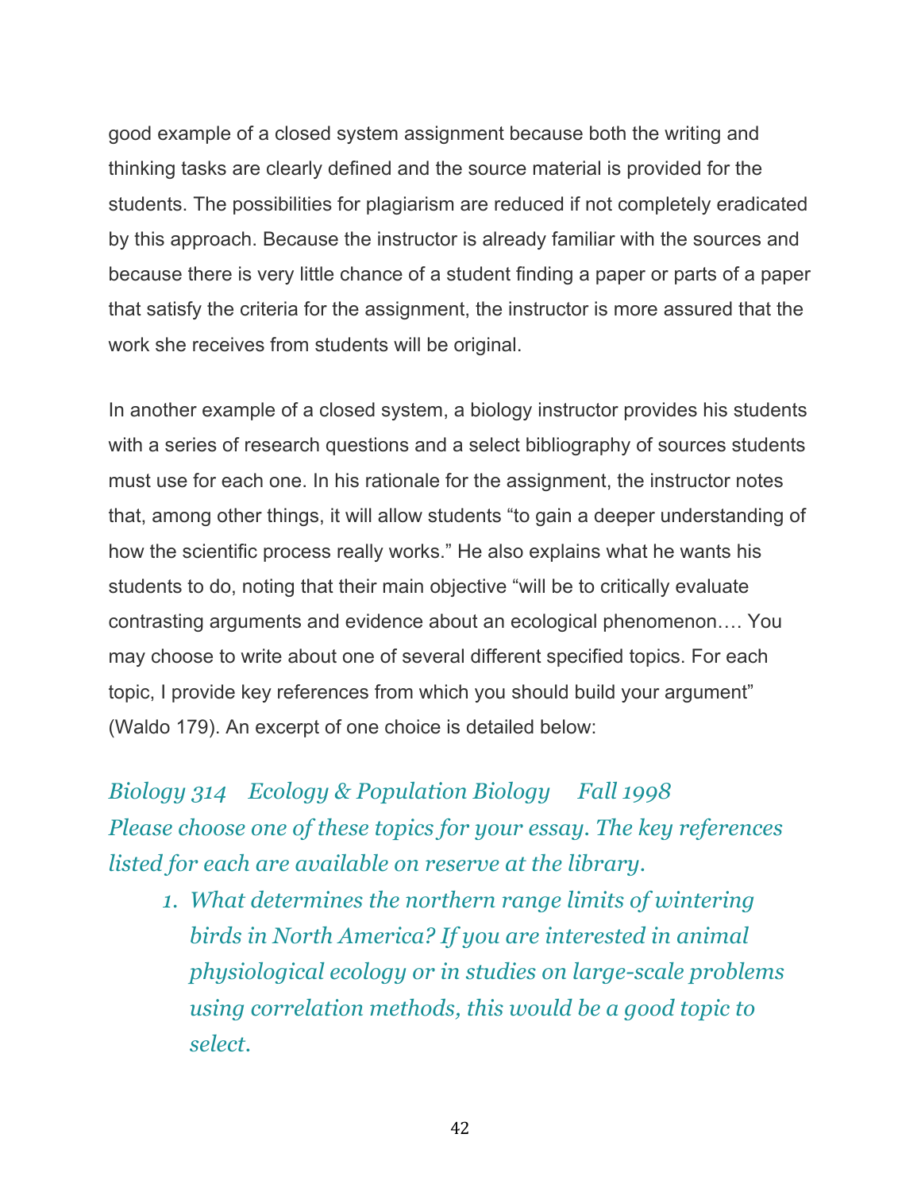good example of a closed system assignment because both the writing and thinking tasks are clearly defined and the source material is provided for the students. The possibilities for plagiarism are reduced if not completely eradicated by this approach. Because the instructor is already familiar with the sources and because there is very little chance of a student finding a paper or parts of a paper that satisfy the criteria for the assignment, the instructor is more assured that the work she receives from students will be original.

In another example of a closed system, a biology instructor provides his students with a series of research questions and a select bibliography of sources students must use for each one. In his rationale for the assignment, the instructor notes that, among other things, it will allow students "to gain a deeper understanding of how the scientific process really works." He also explains what he wants his students to do, noting that their main objective "will be to critically evaluate contrasting arguments and evidence about an ecological phenomenon…. You may choose to write about one of several different specified topics. For each topic, I provide key references from which you should build your argument" (Waldo 179). An excerpt of one choice is detailed below:

*Biology 314 Ecology & Population Biology Fall 1998*
*Please choose one of these topics for your essay. The key references listed for each are available on reserve at the library.*

1. *What determines the northern range limits of wintering birds in North America? If you are interested in animal physiological ecology or in studies on large-scale problems using correlation methods, this would be a good topic to select.*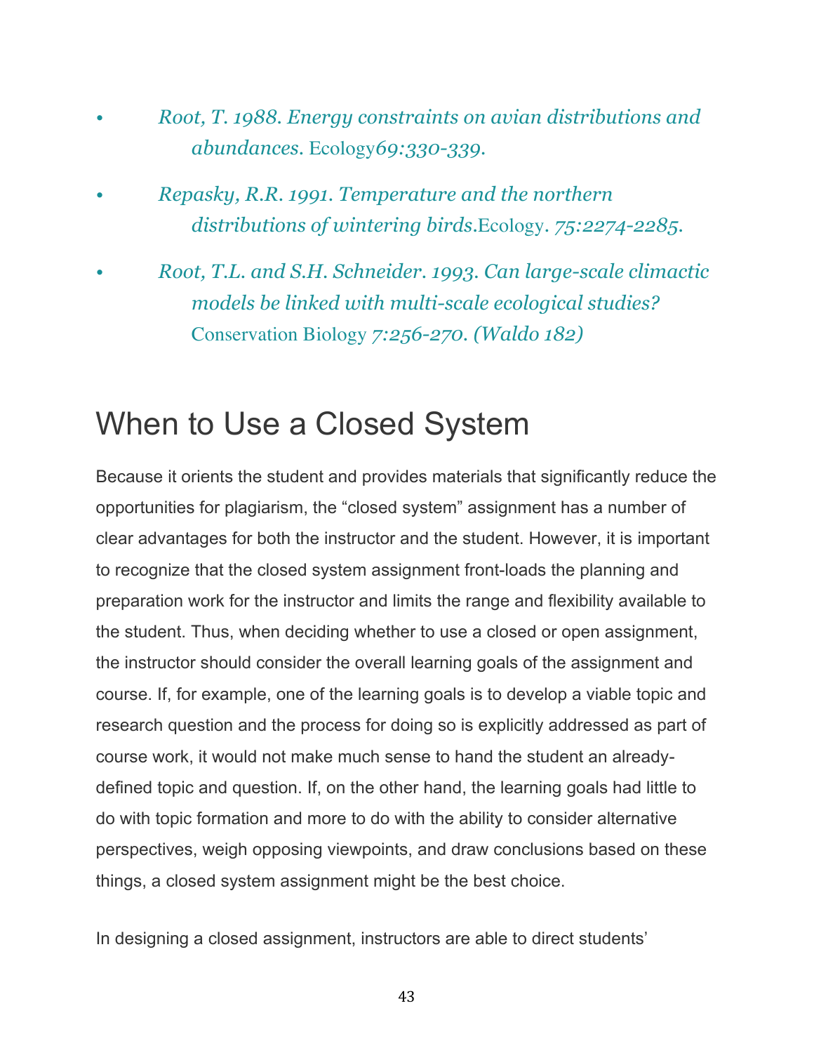- *Root, T. 1988. Energy constraints on avian distributions and abundances.* Ecology*69:330-339.*
- *Repasky, R.R. 1991. Temperature and the northern distributions of wintering birds.*Ecology. *75:2274-2285.*
- *Root, T.L. and S.H. Schneider. 1993. Can large-scale climactic models be linked with multi-scale ecological studies?* Conservation Biology *7:256-270. (Waldo 182)*

## When to Use a Closed System

Because it orients the student and provides materials that significantly reduce the opportunities for plagiarism, the "closed system" assignment has a number of clear advantages for both the instructor and the student. However, it is important to recognize that the closed system assignment front-loads the planning and preparation work for the instructor and limits the range and flexibility available to the student. Thus, when deciding whether to use a closed or open assignment, the instructor should consider the overall learning goals of the assignment and course. If, for example, one of the learning goals is to develop a viable topic and research question and the process for doing so is explicitly addressed as part of course work, it would not make much sense to hand the student an already-defined topic and question. If, on the other hand, the learning goals had little to do with topic formation and more to do with the ability to consider alternative perspectives, weigh opposing viewpoints, and draw conclusions based on these things, a closed system assignment might be the best choice.

In designing a closed assignment, instructors are able to direct students'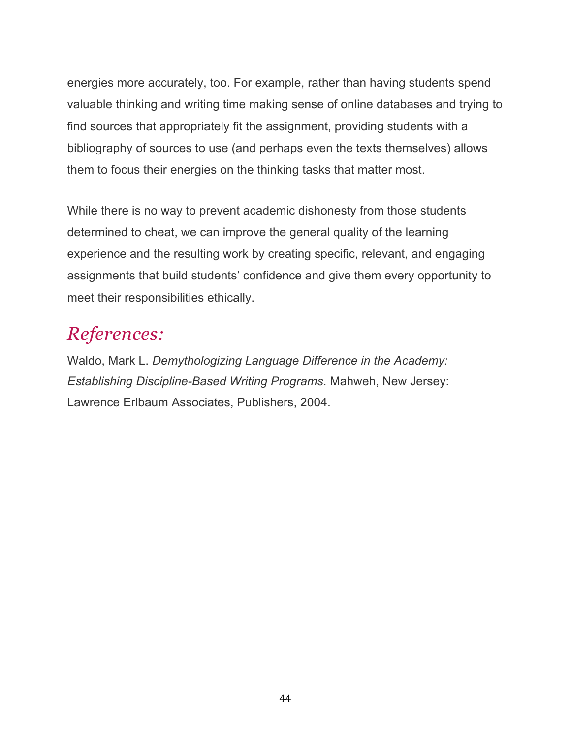energies more accurately, too. For example, rather than having students spend valuable thinking and writing time making sense of online databases and trying to find sources that appropriately fit the assignment, providing students with a bibliography of sources to use (and perhaps even the texts themselves) allows them to focus their energies on the thinking tasks that matter most.

While there is no way to prevent academic dishonesty from those students determined to cheat, we can improve the general quality of the learning experience and the resulting work by creating specific, relevant, and engaging assignments that build students' confidence and give them every opportunity to meet their responsibilities ethically.

## *References:*

Waldo, Mark L. *Demythologizing Language Difference in the Academy: Establishing Discipline-Based Writing Programs*. Mahweh, New Jersey: Lawrence Erlbaum Associates, Publishers, 2004.